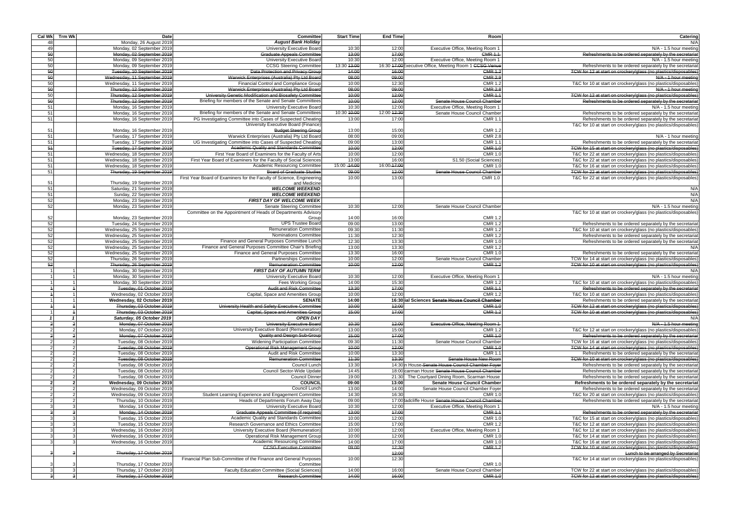| Cal Wk | Trm Wk | Date | Committee | Start Time | End Time | Room | Catering |
|---|---|---|---|---|---|---|---|
| 48 | | Monday, 26 August 2019 | ***August Bank Holiday*** | | | | N/A |
| 49 | | Monday, 02 September 2019 | University Executive Board | 10:30 | 12:00 | Executive Office, Meeting Room 1 | N/A - 1.5 hour meeting |
| ~~50~~ | | ~~Monday, 02 September 2019~~ | ~~Graduate Appeals Committee~~ | ~~13:00~~ | ~~17:00~~ | ~~CMR 1.1~~ | ~~Refreshments to be ordered separately by the secretariat~~ |
| 50 | | Monday, 09 September 2019 | University Executive Board | 10:30 | 12:00 | Executive Office, Meeting Room 1 | N/A - 1.5 hour meeting |
| 50 | | Monday, 09 September 2019 | CCSG Steering Committee | 13:30 ~~13:00~~ | 16:30 ~~17:00~~ | Executive Office, Meeting Room 1 ~~CCSG Venue~~ | Refreshments to be ordered separately by the secretariat |
| ~~50~~ | | ~~Tuesday, 10 September 2019~~ | ~~Data Protection and Privacy Group~~ | ~~14:00~~ | ~~16:00~~ | ~~CMR 1.2~~ | ~~TCW for 12 at start on crockery/glass (no plastics/disposables)~~ |
| ~~50~~ | | ~~Wednesday, 11 September 2019~~ | ~~Warwick Enterprises (Australia) Pty Ltd Board~~ | ~~08:00~~ | ~~09:00~~ | ~~CMR 2.9~~ | ~~N/A - 1 hour meeting~~ |
| 50 | | Wednesday, 11 September 2019 | Financial Control and Compliance Group | 10:00 | 12:30 | CMR 1.2 | T&C for 10 at start on crockery/glass (no plastics/disposables) |
| ~~50~~ | | ~~Thursday, 12 September 2019~~ | ~~Warwick Enterprises (Australia) Pty Ltd Board~~ | ~~08:00~~ | ~~09:00~~ | ~~CMR 2.8~~ | ~~N/A - 1 hour meeting~~ |
| ~~50~~ | | ~~Thursday, 12 September 2019~~ | ~~University Genetic Modification and Biosafety Committee~~ | ~~10:00~~ | ~~12:00~~ | ~~CMR 1.1~~ | ~~TCW for 12 at start on crockery/glass (no plastics/disposables)~~ |
| ~~50~~ | | ~~Thursday, 12 September 2019~~ | Briefing for members of the Senate and Senate Committees | ~~10:00~~ | ~~12:00~~ | ~~Senate House Council Chamber~~ | ~~Refreshments to be ordered separately by the secretariat~~ |
| 51 | | Monday, 16 September 2019 | University Executive Board | 10:30 | 12:00 | Executive Office, Meeting Room 1 | N/A - 1.5 hour meeting |
| 51 | | Monday, 16 September 2019 | Briefing for members of the Senate and Senate Committees | 10:30 ~~10:00~~ | 12:00 ~~12:30~~ | Senate House Council Chamber | Refreshments to be ordered separately by the secretariat |
| 51 | | Monday, 16 September 2019 | PG Investigating Committee into Cases of Suspected Cheating | 13:00 | 17:00 | CMR 1.1 | Refreshments to be ordered separately by the secretariat |
| 51 | | Monday, 16 September 2019 | University Executive Board (Finance) Budget Steering Group | 13:00 | 15:00 | CMR 1.2 | T&C for 10 at start on crockery/glass (no plastics/disposables) |
| 51 | | Tuesday, 17 September 2019 | Warwick Enterprises (Australia) Pty Ltd Board | 08:00 | 09:00 | CMR 2.8 | N/A - 1 hour meeting |
| 51 | | Tuesday, 17 September 2019 | UG Investigating Committee into Cases of Suspected Cheating | 09:00 | 13:00 | CMR 1.1 | Refreshments to be ordered separately by the secretariat |
| ~~51~~ | | ~~Tuesday, 17 September 2019~~ | ~~Academic Quality and Standards Committee~~ | ~~10:00~~ | ~~12:00~~ | ~~CMR 1.0~~ | ~~TCW for 15 at start on crockery/glass (no plastics/disposables)~~ |
| 51 | | Wednesday, 18 September 2019 | First Year Board of Examiners for the Faculty of Arts | 10:00 | 12:00 | CMR 1.0 | T&C for 22 at start on crockery/glass (no plastics/disposables) |
| 51 | | Wednesday, 18 September 2019 | First Year Board of Examiners for the Faculty of Social Sciences | 13:00 | 16:00 | S1.50 (Social Sciences) | T&C for 22 at start on crockery/glass (no plastics/disposables) |
| 51 | | Wednesday, 18 September 2019 | Academic Resourcing Committee | 15:00 ~~14:00~~ | 16:00 ~~17:00~~ | CMR 1.0 | T&C for 16 at start on crockery/glass (no plastics/disposables) |
| ~~51~~ | | ~~Thursday, 19 September 2019~~ | ~~Board of Graduate Studies~~ | ~~09:00~~ | ~~12:00~~ | ~~Senate House Council Chamber~~ | ~~TCW for 22 at start on crockery/glass (no plastics/disposables)~~ |
| 51 | | Thursday, 19 September 2019 | First Year Board of Examiners for the Faculty of Science, Engineering and Medicine | 10:00 | 13:00 | CMR 1.0 | T&C for 22 at start on crockery/glass (no plastics/disposables) |
| 51 | | Saturday, 21 September 2019 | ***WELCOME WEEKEND*** | | | | N/A |
| 51 | | Sunday, 22 September 2019 | ***WELCOME WEEKEND*** | | | | N/A |
| 52 | | Monday, 23 September 2019 | ***FIRST DAY OF WELCOME WEEK*** | | | | N/A |
| 52 | | Monday, 23 September 2019 | Senate Steering Committee | 10:30 | 12:00 | Senate House Council Chamber | N/A - 1.5 hour meeting |
| 52 | | Monday, 23 September 2019 | Committee on the Appointment of Heads of Departments Advisory Group | 14:00 | 16:00 | CMR 1.2 | T&C for 10 at start on crockery/glass (no plastics/disposables) |
| 52 | | Tuesday, 24 September 2019 | UPS Trustee Board | 09:00 | 13:00 | CMR 1.2 | Refreshments to be ordered separately by the secretariat |
| 52 | | Wednesday, 25 September 2019 | Remuneration Committee | 09:30 | 11:30 | CMR 1.2 | T&C for 10 at start on crockery/glass (no plastics/disposables) |
| 52 | | Wednesday, 25 September 2019 | Nominations Committee | 11:30 | 12:30 | CMR 1.2 | Refreshments to be ordered separately by the secretariat |
| 52 | | Wednesday, 25 September 2019 | Finance and General Purposes Committee Lunch | 12:30 | 13:30 | CMR 1.0 | Refreshments to be ordered separately by the secretariat |
| 52 | | Wednesday, 25 September 2019 | Finance and General Purposes Committee Chair's Briefing | 13:00 | 13:30 | CMR 1.2 | N/A |
| 52 | | Wednesday, 25 September 2019 | Finance and General Purposes Committee | 13:30 | 16:00 | CMR 1.0 | Refreshments to be ordered separately by the secretariat |
| 52 | | Thursday, 26 September 2019 | Partnerships Committee | 10:00 | 12:00 | Senate House Council Chamber | TCW for 14 at start on crockery/glass (no plastics/disposables) |
| ~~52~~ | | ~~Thursday, 26 September 2019~~ | ~~Remuneration Committee~~ | ~~10:00~~ | ~~12:00~~ | ~~CMR 1.2~~ | ~~TCW for 10 at start on crockery/glass (no plastics/disposables)~~ |
| 1 | 1 | Monday, 30 September 2019 | ***FIRST DAY OF AUTUMN TERM*** | | | | N/A |
| 1 | 1 | Monday, 30 September 2019 | University Executive Board | 10:30 | 12:00 | Executive Office, Meeting Room 1 | N/A - 1.5 hour meeting |
| 1 | 1 | Monday, 30 September 2019 | Fees Working Group | 14:00 | 15:30 | CMR 1.2 | T&C for 10 at start on crockery/glass (no plastics/disposables) |
| ~~1~~ | ~~1~~ | ~~Tuesday, 01 October 2019~~ | ~~Audit and Risk Committee~~ | ~~13:30~~ | ~~17:00~~ | ~~CMR 1.1~~ | ~~Refreshments to be ordered separately by the secretariat~~ |
| 1 | 1 | Wednesday, 02 October 2019 | Capital, Space and Amenities Group | 10:00 | 12:00 | CMR 1.2 | T&C for 10 at start on crockery/glass (no plastics/disposables) |
| **1** | **1** | **Wednesday, 02 October 2019** | **SENATE** | **14:00** | **16:30** | **ial Sciences ~~Senate House Council Chamber~~** | Refreshments to be ordered separately by the secretariat |
| ~~1~~ | ~~1~~ | ~~Thursday, 03 October 2019~~ | ~~University Health and Safety Executive Committee~~ | ~~10:00~~ | ~~12:00~~ | ~~CMR 1.0~~ | ~~TCW for 12 at start on crockery/glass (no plastics/disposables)~~ |
| 1 | ~~1~~ | ~~Thursday, 03 October 2019~~ | ~~Capital, Space and Amenities Group~~ | ~~15:00~~ | ~~17:00~~ | ~~CMR 1.2~~ | ~~TCW for 10 at start on crockery/glass (no plastics/disposables)~~ |
| ***1*** | ***1*** | ***Saturday, 05 October 2019*** | ***OPEN DAY*** | | | | N/A |
| ~~2~~ | ~~2~~ | ~~Monday, 07 October 2019~~ | ~~University Executive Board~~ | ~~10:30~~ | ~~12:00~~ | ~~Executive Office, Meeting Room 1~~ | ~~N/A - 1.5 hour meeting~~ |
| 2 | 2 | Monday, 07 October 2019 | University Executive Board (Remuneration) | 13:00 | 15:00 | CMR 1.2 | T&C for 12 at start on crockery/glass (no plastics/disposables) |
| ~~2~~ | ~~2~~ | ~~Monday, 07 October 2019~~ | ~~Quality and Design Sub-Group~~ | ~~15:00~~ | ~~17:00~~ | ~~CMR 1.0~~ | ~~Refreshments to be ordered separately by the secretariat~~ |
| 2 | 2 | Tuesday, 08 October 2019 | Widening Participation Committee | 09:30 | 11:30 | Senate House Council Chamber | TCW for 16 at start on crockery/glass (no plastics/disposables) |
| ~~2~~ | ~~2~~ | ~~Tuesday, 08 October 2019~~ | ~~Operational Risk Management Group~~ | ~~10:00~~ | ~~12:00~~ | ~~CMR 1.0~~ | ~~TCW for 14 at start on crockery/glass (no plastics/disposables)~~ |
| 2 | 2 | Tuesday, 08 October 2019 | Audit and Risk Committee | 10:00 | 13:30 | CMR 1.1 | Refreshments to be ordered separately by the secretariat |
| ~~2~~ | ~~2~~ | ~~Tuesday, 08 October 2019~~ | ~~Remuneration Committee~~ | ~~11:30~~ | ~~13:30~~ | ~~Senate House New Room~~ | ~~TCW for 10 at start on crockery/glass (no plastics/disposables)~~ |
| 2 | 2 | Tuesday, 08 October 2019 | Council Lunch | 13:30 | 14:30 | n House ~~Senate House Council Chamber Foyer~~ | Refreshments to be ordered separately by the secretariat |
| 2 | 2 | Tuesday, 08 October 2019 | Council Sector-Wide Update | 14:45 | 18:00 | carman House ~~Senate House Council Chamber~~ | Refreshments to be ordered separately by the secretariat |
| 2 | 2 | Tuesday, 08 October 2019 | Council Dinner | 19:00 | 21:30 | The Courtyard Dining Room, Scarman House | Refreshments to be ordered separately by the secretariat |
| **2** | **2** | **Wednesday, 09 October 2019** | **COUNCIL** | **09:00** | **13:00** | **Senate House Council Chamber** | **Refreshments to be ordered separately by the secretariat** |
| 2 | 2 | Wednesday, 09 October 2019 | Council Lunch | 13:00 | 14:00 | Senate House Council Chamber Foyer | Refreshments to be ordered separately by the secretariat |
| 2 | 2 | Wednesday, 09 October 2019 | Student Learning Experience and Engagement Committee | 14:30 | 16:30 | CMR 1.0 | T&C for 20 at start on crockery/glass (no plastics/disposables) |
| 2 | 2 | Thursday, 10 October 2019 | Heads of Departments Forum Away Day | 09:00 | 17:00 | adcliffe House ~~Senate House Council Chamber~~ | Refreshments to be ordered separately by the secretariat |
| 3 | 3 | Monday, 14 October 2019 | University Executive Board | 10:30 | 12:00 | Executive Office, Meeting Room 1 | N/A - 1.5 hour meeting |
| ~~3~~ | ~~3~~ | ~~Monday, 14 October 2019~~ | ~~Graduate Appeals Committee (if required)~~ | ~~13:00~~ | ~~17:00~~ | ~~CMR 1.1~~ | ~~Refreshments to be ordered separately by the secretariat~~ |
| 3 | 3 | Tuesday, 15 October 2019 | Academic Quality and Standards Committee | 10:00 | 12:00 | CMR 1.0 | T&C for 15 at start on crockery/glass (no plastics/disposables) |
| 3 | 3 | Tuesday, 15 October 2019 | Research Governance and Ethics Committee | 15:00 | 17:00 | CMR 1.2 | T&C for 12 at start on crockery/glass (no plastics/disposables) |
| 3 | 3 | Wednesday, 16 October 2019 | University Executive Board (Remuneration) | 10:00 | 12:00 | Executive Office, Meeting Room 1 | T&C for 12 at start on crockery/glass (no plastics/disposables) |
| 3 | 3 | Wednesday, 16 October 2019 | Operational Risk Management Group | 10:00 | 12:00 | CMR 1.0 | T&C for 14 at start on crockery/glass (no plastics/disposables) |
| 3 | 3 | Wednesday, 16 October 2019 | Academic Resourcing Committee | 14:00 | 17:00 | CMR 1.0 | T&C for 16 at start on crockery/glass (no plastics/disposables) |
| ~~3~~ | ~~3~~ | ~~Thursday, 17 October 2019~~ | ~~CCSG Executive Committee~~ | ~~09:00~~ | ~~12:30~~ ~~12:00~~ | ~~CMR 1.2~~ | ~~TCW for 10 at start on crockery/glass (no plastics/disposables)~~ ~~Lunch to be arranged by Secretariat~~ |
| 3 | 3 | Thursday, 17 October 2019 | Financial Plan Sub-Committee of the Finance and General Purposes Committee | 10:00 | 12:30 | CMR 1.0 | T&C for 14 at start on crockery/glass (no plastics/disposables) |
| 3 | 3 | Thursday, 17 October 2019 | Faculty Education Committee (Social Sciences) | 14:00 | 16:00 | Senate House Council Chamber | TCW for 22 at start on crockery/glass (no plastics/disposables) |
| ~~3~~ | ~~3~~ | ~~Thursday, 17 October 2019~~ | ~~Research Committee~~ | ~~14:00~~ | ~~16:00~~ | ~~CMR 1.0~~ | ~~TCW for 12 at start on crockery/glass (no plastics/disposables)~~ |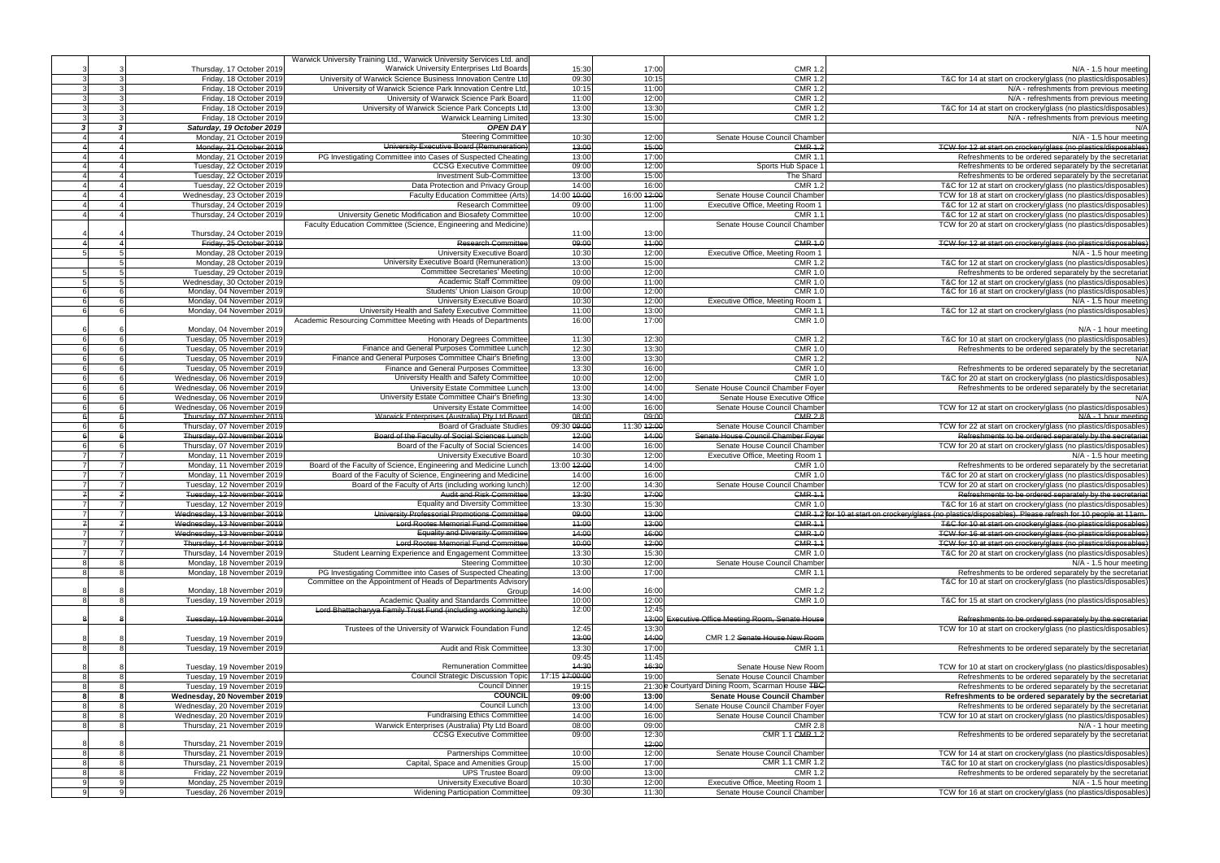| | | | | | | | |
|---|---|---|---|---|---|---|---|
| 3 | 3 | Thursday, 17 October 2019 | Warwick University Training Ltd., Warwick University Services Ltd. and Warwick University Enterprises Ltd Boards | 15:30 | 17:00 | CMR 1.2 | N/A - 1.5 hour meeting |
| 3 | 3 | Friday, 18 October 2019 | University of Warwick Science Business Innovation Centre Ltd | 09:30 | 10:15 | CMR 1.2 | T&C for 14 at start on crockery/glass (no plastics/disposables) |
| 3 | 3 | Friday, 18 October 2019 | University of Warwick Science Park Innovation Centre Ltd. | 10:15 | 11:00 | CMR 1.2 | N/A - refreshments from previous meeting |
| 3 | 3 | Friday, 18 October 2019 | University of Warwick Science Park Board | 11:00 | 12:00 | CMR 1.2 | N/A - refreshments from previous meeting |
| 3 | 3 | Friday, 18 October 2019 | University of Warwick Science Park Concepts Ltd | 13:00 | 13:30 | CMR 1.2 | T&C for 14 at start on crockery/glass (no plastics/disposables) |
| 3 | 3 | Friday, 18 October 2019 | Warwick Learning Limited | 13:30 | 15:00 | CMR 1.2 | N/A - refreshments from previous meeting |
| **3** | **3** | ***Saturday, 19 October 2019*** | ***OPEN DAY*** | | | | N/A |
| 4 | 4 | Monday, 21 October 2019 | Steering Committee | 10:30 | 12:00 | Senate House Council Chamber | N/A - 1.5 hour meeting |
| ~~4~~ | ~~4~~ | ~~Monday, 21 October 2019~~ | ~~University Executive Board (Remuneration)~~ | ~~13:00~~ | ~~15:00~~ | ~~CMR 1.2~~ | ~~TCW for 12 at start on crockery/glass (no plastics/disposables)~~ |
| 4 | 4 | Monday, 21 October 2019 | PG Investigating Committee into Cases of Suspected Cheating | 13:00 | 17:00 | CMR 1.1 | Refreshments to be ordered separately by the secretariat |
| 4 | 4 | Tuesday, 22 October 2019 | CCSG Executive Committee | 09:00 | 12:00 | Sports Hub Space 1 | Refreshments to be ordered separately by the secretariat |
| 4 | 4 | Tuesday, 22 October 2019 | Investment Sub-Committee | 13:00 | 15:00 | The Shard | Refreshments to be ordered separately by the secretariat |
| 4 | 4 | Tuesday, 22 October 2019 | Data Protection and Privacy Group | 14:00 | 16:00 | CMR 1.2 | T&C for 12 at start on crockery/glass (no plastics/disposables) |
| 4 | 4 | Wednesday, 23 October 2019 | Faculty Education Committee (Arts) | 14:00 ~~10:00~~ | 16:00 ~~12:00~~ | Senate House Council Chamber | TCW for 18 at start on crockery/glass (no plastics/disposables) |
| 4 | 4 | Thursday, 24 October 2019 | Research Committee | 09:00 | 11:00 | Executive Office, Meeting Room 1 | T&C for 12 at start on crockery/glass (no plastics/disposables) |
| 4 | 4 | Thursday, 24 October 2019 | University Genetic Modification and Biosafety Committee | 10:00 | 12:00 | CMR 1.1 | T&C for 12 at start on crockery/glass (no plastics/disposables) |
| 4 | 4 | Thursday, 24 October 2019 | Faculty Education Committee (Science, Engineering and Medicine) | 11:00 | 13:00 | Senate House Council Chamber | TCW for 20 at start on crockery/glass (no plastics/disposables) |
| ~~4~~ | ~~4~~ | ~~Friday, 25 October 2019~~ | ~~Research Committee~~ | ~~09:00~~ | ~~11:00~~ | ~~CMR 1.0~~ | ~~TCW for 12 at start on crockery/glass (no plastics/disposables)~~ |
| 5 | 5 | Monday, 28 October 2019 | University Executive Board | 10:30 | 12:00 | Executive Office, Meeting Room 1 | N/A - 1.5 hour meeting |
| 5 | 5 | Monday, 28 October 2019 | University Executive Board (Remuneration) | 13:00 | 15:00 | CMR 1.2 | T&C for 12 at start on crockery/glass (no plastics/disposables) |
| 5 | 5 | Tuesday, 29 October 2019 | Committee Secretaries' Meeting | 10:00 | 12:00 | CMR 1.0 | Refreshments to be ordered separately by the secretariat |
| 5 | 5 | Wednesday, 30 October 2019 | Academic Staff Committee | 09:00 | 11:00 | CMR 1.0 | T&C for 12 at start on crockery/glass (no plastics/disposables) |
| 6 | 6 | Monday, 04 November 2019 | Students' Union Liaison Group | 10:00 | 12:00 | CMR 1.0 | T&C for 16 at start on crockery/glass (no plastics/disposables) |
| 6 | 6 | Monday, 04 November 2019 | University Executive Board | 10:30 | 12:00 | Executive Office, Meeting Room 1 | N/A - 1.5 hour meeting |
| 6 | 6 | Monday, 04 November 2019 | University Health and Safety Executive Committee | 11:00 | 13:00 | CMR 1.1 | T&C for 12 at start on crockery/glass (no plastics/disposables) |
| 6 | 6 | Monday, 04 November 2019 | Academic Resourcing Committee Meeting with Heads of Departments | 16:00 | 17:00 | CMR 1.0 | N/A - 1 hour meeting |
| 6 | 6 | Tuesday, 05 November 2019 | Honorary Degrees Committee | 11:30 | 12:30 | CMR 1.2 | T&C for 10 at start on crockery/glass (no plastics/disposables) |
| 6 | 6 | Tuesday, 05 November 2019 | Finance and General Purposes Committee Lunch | 12:30 | 13:30 | CMR 1.0 | Refreshments to be ordered separately by the secretariat |
| 6 | 6 | Tuesday, 05 November 2019 | Finance and General Purposes Committee Chair's Briefing | 13:00 | 13:30 | CMR 1.2 | N/A |
| 6 | 6 | Tuesday, 05 November 2019 | Finance and General Purposes Committee | 13:30 | 16:00 | CMR 1.0 | Refreshments to be ordered separately by the secretariat |
| 6 | 6 | Wednesday, 06 November 2019 | University Health and Safety Committee | 10:00 | 12:00 | CMR 1.0 | T&C for 20 at start on crockery/glass (no plastics/disposables) |
| 6 | 6 | Wednesday, 06 November 2019 | University Estate Committee Lunch | 13:00 | 14:00 | Senate House Council Chamber Foyer | Refreshments to be ordered separately by the secretariat |
| 6 | 6 | Wednesday, 06 November 2019 | University Estate Committee Chair's Briefing | 13:30 | 14:00 | Senate House Executive Office | N/A |
| 6 | 6 | Wednesday, 06 November 2019 | University Estate Committee | 14:00 | 16:00 | Senate House Council Chamber | TCW for 12 at start on crockery/glass (no plastics/disposables) |
| ~~6~~ | ~~6~~ | ~~Thursday, 07 November 2019~~ | ~~Warwick Enterprises (Australia) Pty Ltd Board~~ | ~~08:00~~ | ~~09:00~~ | ~~CMR 2.8~~ | ~~N/A - 1 hour meeting~~ |
| 6 | 6 | Thursday, 07 November 2019 | Board of Graduate Studies | 09:30 ~~09:00~~ | 11:30 ~~12:00~~ | Senate House Council Chamber | TCW for 22 at start on crockery/glass (no plastics/disposables) |
| ~~6~~ | ~~6~~ | ~~Thursday, 07 November 2019~~ | ~~Board of the Faculty of Social Sciences Lunch~~ | ~~12:00~~ | ~~14:00~~ | ~~Senate House Council Chamber Foyer~~ | ~~Refreshments to be ordered separately by the secretariat~~ |
| 6 | 6 | Thursday, 07 November 2019 | Board of the Faculty of Social Sciences | 14:00 | 16:00 | Senate House Council Chamber | TCW for 20 at start on crockery/glass (no plastics/disposables) |
| 7 | 7 | Monday, 11 November 2019 | University Executive Board | 10:30 | 12:00 | Executive Office, Meeting Room 1 | N/A - 1.5 hour meeting |
| 7 | 7 | Monday, 11 November 2019 | Board of the Faculty of Science, Engineering and Medicine Lunch | 13:00 ~~12:00~~ | 14:00 | CMR 1.0 | Refreshments to be ordered separately by the secretariat |
| 7 | 7 | Monday, 11 November 2019 | Board of the Faculty of Science, Engineering and Medicine | 14:00 | 16:00 | CMR 1.0 | T&C for 20 at start on crockery/glass (no plastics/disposables) |
| 7 | 7 | Tuesday, 12 November 2019 | Board of the Faculty of Arts (including working lunch) | 12:00 | 14:30 | Senate House Council Chamber | TCW for 20 at start on crockery/glass (no plastics/disposables) |
| ~~7~~ | ~~7~~ | ~~Tuesday, 12 November 2019~~ | ~~Audit and Risk Committee~~ | ~~13:30~~ | ~~17:00~~ | ~~CMR 1.1~~ | ~~Refreshments to be ordered separately by the secretariat~~ |
| 7 | 7 | Tuesday, 12 November 2019 | Equality and Diversity Committee | 13:30 | 15:30 | CMR 1.0 | T&C for 16 at start on crockery/glass (no plastics/disposables) |
| ~~7~~ | ~~7~~ | ~~Wednesday, 13 November 2019~~ | ~~University Professorial Promotions Committee~~ | ~~09:00~~ | ~~13:00~~ | ~~CMR 1.2~~ | ~~for 10 at start on crockery/glass (no plastics/disposables). Please refresh for 10 people at 11am.~~ |
| ~~7~~ | ~~7~~ | ~~Wednesday, 13 November 2019~~ | ~~Lord Rootes Memorial Fund Committee~~ | ~~11:00~~ | ~~13:00~~ | ~~CMR 1.1~~ | ~~T&C for 10 at start on crockery/glass (no plastics/disposables)~~ |
| ~~7~~ | ~~7~~ | ~~Wednesday, 13 November 2019~~ | ~~Equality and Diversity Committee~~ | ~~14:00~~ | ~~16:00~~ | ~~CMR 1.0~~ | ~~TCW for 16 at start on crockery/glass (no plastics/disposables)~~ |
| ~~7~~ | ~~7~~ | ~~Thursday, 14 November 2019~~ | ~~Lord Rootes Memorial Fund Committee~~ | ~~10:00~~ | ~~12:00~~ | ~~CMR 1.1~~ | ~~TCW for 10 at start on crockery/glass (no plastics/disposables)~~ |
| 7 | 7 | Thursday, 14 November 2019 | Student Learning Experience and Engagement Committee | 13:30 | 15:30 | CMR 1.0 | T&C for 20 at start on crockery/glass (no plastics/disposables) |
| 8 | 8 | Monday, 18 November 2019 | Steering Committee | 10:30 | 12:00 | Senate House Council Chamber | N/A - 1.5 hour meeting |
| 8 | 8 | Monday, 18 November 2019 | PG Investigating Committee into Cases of Suspected Cheating | 13:00 | 17:00 | CMR 1.1 | Refreshments to be ordered separately by the secretariat |
| 8 | 8 | Monday, 18 November 2019 | Committee on the Appointment of Heads of Departments Advisory Group | 14:00 | 16:00 | CMR 1.2 | T&C for 10 at start on crockery/glass (no plastics/disposables) |
| 8 | 8 | Tuesday, 19 November 2019 | Academic Quality and Standards Committee | 10:00 | 12:00 | CMR 1.0 | T&C for 15 at start on crockery/glass (no plastics/disposables) |
| ~~8~~ | ~~8~~ | ~~Tuesday, 19 November 2019~~ | ~~Lord Bhattacharyya Family Trust Fund (including working lunch)~~ | 12:00 | 12:45 ~~13:00~~ | ~~Executive Office Meeting Room, Senate House~~ | ~~Refreshments to be ordered separately by the secretariat~~ |
| 8 | 8 | Tuesday, 19 November 2019 | Trustees of the University of Warwick Foundation Fund | 12:45 ~~13:00~~ | 13:30 ~~14:00~~ | CMR 1.2 ~~Senate House New Room~~ | TCW for 10 at start on crockery/glass (no plastics/disposables) |
| 8 | 8 | Tuesday, 19 November 2019 | Audit and Risk Committee | 13:30 | 17:00 | CMR 1.1 | Refreshments to be ordered separately by the secretariat |
| 8 | 8 | Tuesday, 19 November 2019 | Remuneration Committee | 09:45 ~~14:30~~ | 11:45 ~~16:30~~ | Senate House New Room | TCW for 10 at start on crockery/glass (no plastics/disposables) |
| 8 | 8 | Tuesday, 19 November 2019 | Council Strategic Discussion Topic | 17:15 ~~17:00:00~~ | 19:00 | Senate House Council Chamber | Refreshments to be ordered separately by the secretariat |
| 8 | 8 | Tuesday, 19 November 2019 | Council Dinner | 19:15 | 21:30 | e Courtyard Dining Room, Scarman House ~~TBC~~ | Refreshments to be ordered separately by the secretariat |
| **8** | **8** | **Wednesday, 20 November 2019** | **COUNCIL** | **09:00** | **13:00** | **Senate House Council Chamber** | **Refreshments to be ordered separately by the secretariat** |
| 8 | 8 | Wednesday, 20 November 2019 | Council Lunch | 13:00 | 14:00 | Senate House Council Chamber Foyer | Refreshments to be ordered separately by the secretariat |
| 8 | 8 | Wednesday, 20 November 2019 | Fundraising Ethics Committee | 14:00 | 16:00 | Senate House Council Chamber | TCW for 10 at start on crockery/glass (no plastics/disposables) |
| 8 | 8 | Thursday, 21 November 2019 | Warwick Enterprises (Australia) Pty Ltd Board | 08:00 | 09:00 | CMR 2.8 | N/A - 1 hour meeting |
| 8 | 8 | Thursday, 21 November 2019 | CCSG Executive Committee | 09:00 | 12:30 ~~12:00~~ | CMR 1.1 ~~CMR 1.2~~ | Refreshments to be ordered separately by the secretariat |
| 8 | 8 | Thursday, 21 November 2019 | Partnerships Committee | 10:00 | 12:00 | Senate House Council Chamber | TCW for 14 at start on crockery/glass (no plastics/disposables) |
| 8 | 8 | Thursday, 21 November 2019 | Capital, Space and Amenities Group | 15:00 | 17:00 | CMR 1.1 CMR 1.2 | T&C for 10 at start on crockery/glass (no plastics/disposables) |
| 8 | 8 | Friday, 22 November 2019 | UPS Trustee Board | 09:00 | 13:00 | CMR 1.2 | Refreshments to be ordered separately by the secretariat |
| 9 | 9 | Monday, 25 November 2019 | University Executive Board | 10:30 | 12:00 | Executive Office, Meeting Room 1 | N/A - 1.5 hour meeting |
| 9 | 9 | Tuesday, 26 November 2019 | Widening Participation Committee | 09:30 | 11:30 | Senate House Council Chamber | TCW for 16 at start on crockery/glass (no plastics/disposables) |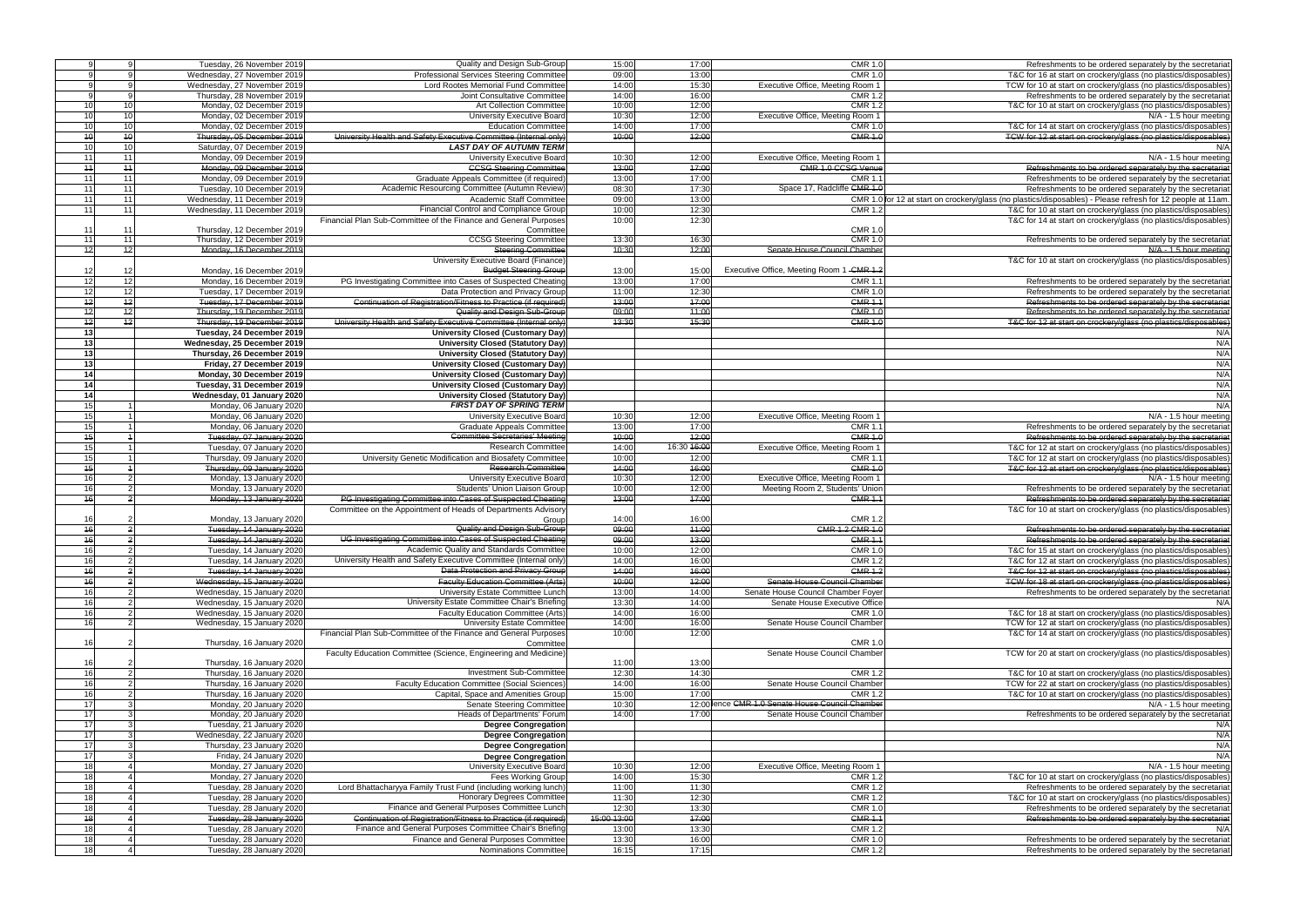| | | | | | | | |
|---|---|---|---|---|---|---|---|
| 9 | 9 | Tuesday, 26 November 2019 | Quality and Design Sub-Group | 15:00 | 17:00 | CMR 1.0 | Refreshments to be ordered separately by the secretariat |
| 9 | 9 | Wednesday, 27 November 2019 | Professional Services Steering Committee | 09:00 | 13:00 | CMR 1.0 | T&C for 16 at start on crockery/glass (no plastics/disposables) |
| 9 | 9 | Wednesday, 27 November 2019 | Lord Rootes Memorial Fund Committee | 14:00 | 15:30 | Executive Office, Meeting Room 1 | TCW for 10 at start on crockery/glass (no plastics/disposables) |
| 9 | 9 | Thursday, 28 November 2019 | Joint Consultative Committee | 14:00 | 16:00 | CMR 1.2 | Refreshments to be ordered separately by the secretariat |
| 10 | 10 | Monday, 02 December 2019 | Art Collection Committee | 10:00 | 12:00 | CMR 1.2 | T&C for 10 at start on crockery/glass (no plastics/disposables) |
| 10 | 10 | Monday, 02 December 2019 | University Executive Board | 10:30 | 12:00 | Executive Office, Meeting Room 1 | N/A - 1.5 hour meeting |
| 10 | 10 | Monday, 02 December 2019 | Education Committee | 14:00 | 17:00 | CMR 1.0 | T&C for 14 at start on crockery/glass (no plastics/disposables) |
| ~~10~~ | ~~10~~ | ~~Thursday, 05 December 2019~~ | ~~University Health and Safety Executive Committee (Internal only)~~ | ~~10:00~~ | ~~12:00~~ | ~~CMR 1.0~~ | ~~TCW for 12 at start on crockery/glass (no plastics/disposables)~~ |
| 10 | 10 | Saturday, 07 December 2019 | ***LAST DAY OF AUTUMN TERM*** | | | | N/A |
| 11 | 11 | Monday, 09 December 2019 | University Executive Board | 10:30 | 12:00 | Executive Office, Meeting Room 1 | N/A - 1.5 hour meeting |
| ~~11~~ | ~~11~~ | ~~Monday, 09 December 2019~~ | ~~CCSG Steering Committee~~ | ~~13:00~~ | ~~17:00~~ | ~~CMR 1.0 CCSG Venue~~ | ~~Refreshments to be ordered separately by the secretariat~~ |
| 11 | 11 | Monday, 09 December 2019 | Graduate Appeals Committee (if required) | 13:00 | 17:00 | CMR 1.1 | Refreshments to be ordered separately by the secretariat |
| 11 | 11 | Tuesday, 10 December 2019 | Academic Resourcing Committee (Autumn Review) | 08:30 | 17:30 | Space 17, Radcliffe ~~CMR 1.0~~ | Refreshments to be ordered separately by the secretariat |
| 11 | 11 | Wednesday, 11 December 2019 | Academic Staff Committee | 09:00 | 13:00 | CMR 1.0 | for 12 at start on crockery/glass (no plastics/disposables) - Please refresh for 12 people at 11am. |
| 11 | 11 | Wednesday, 11 December 2019 | Financial Control and Compliance Group | 10:00 | 12:30 | CMR 1.2 | T&C for 10 at start on crockery/glass (no plastics/disposables) |
| 11 | 11 | Thursday, 12 December 2019 | Financial Plan Sub-Committee of the Finance and General Purposes Committee | 10:00 | 12:30 | CMR 1.0 | T&C for 14 at start on crockery/glass (no plastics/disposables) |
| 11 | 11 | Thursday, 12 December 2019 | CCSG Steering Committee | 13:30 | 16:30 | CMR 1.0 | Refreshments to be ordered separately by the secretariat |
| ~~12~~ | ~~12~~ | ~~Monday, 16 December 2019~~ | ~~Steering Committee~~ | ~~10:30~~ | ~~12:00~~ | ~~Senate House Council Chamber~~ | ~~N/A - 1.5 hour meeting~~ |
| 12 | 12 | Monday, 16 December 2019 | University Executive Board (Finance) ~~Budget Steering Group~~ | 13:00 | 15:00 | Executive Office, Meeting Room 1 ~~CMR 1.2~~ | T&C for 10 at start on crockery/glass (no plastics/disposables) |
| 12 | 12 | Monday, 16 December 2019 | PG Investigating Committee into Cases of Suspected Cheating | 13:00 | 17:00 | CMR 1.1 | Refreshments to be ordered separately by the secretariat |
| 12 | 12 | Tuesday, 17 December 2019 | Data Protection and Privacy Group | 11:00 | 12:30 | CMR 1.0 | Refreshments to be ordered separately by the secretariat |
| ~~12~~ | ~~12~~ | ~~Tuesday, 17 December 2019~~ | ~~Continuation of Registration/Fitness to Practice (if required)~~ | ~~13:00~~ | ~~17:00~~ | ~~CMR 1.1~~ | ~~Refreshments to be ordered separately by the secretariat~~ |
| ~~12~~ | ~~12~~ | ~~Thursday, 19 December 2019~~ | ~~Quality and Design Sub-Group~~ | ~~09:00~~ | ~~11:00~~ | ~~CMR 1.0~~ | ~~Refreshments to be ordered separately by the secretariat~~ |
| ~~12~~ | ~~12~~ | ~~Thursday, 19 December 2019~~ | ~~University Health and Safety Executive Committee (Internal only)~~ | ~~13:30~~ | ~~15:30~~ | ~~CMR 1.0~~ | ~~T&C for 12 at start on crockery/glass (no plastics/disposables)~~ |
| **13** | | **Tuesday, 24 December 2019** | **University Closed (Customary Day)** | | | | N/A |
| **13** | | **Wednesday, 25 December 2019** | **University Closed (Statutory Day)** | | | | N/A |
| **13** | | **Thursday, 26 December 2019** | **University Closed (Statutory Day)** | | | | N/A |
| **13** | | **Friday, 27 December 2019** | **University Closed (Customary Day)** | | | | N/A |
| **14** | | **Monday, 30 December 2019** | **University Closed (Customary Day)** | | | | N/A |
| **14** | | **Tuesday, 31 December 2019** | **University Closed (Customary Day)** | | | | N/A |
| **14** | | **Wednesday, 01 January 2020** | **University Closed (Statutory Day)** | | | | N/A |
| 15 | 1 | Monday, 06 January 2020 | ***FIRST DAY OF SPRING TERM*** | | | | N/A |
| 15 | 1 | Monday, 06 January 2020 | University Executive Board | 10:30 | 12:00 | Executive Office, Meeting Room 1 | N/A - 1.5 hour meeting |
| 15 | 1 | Monday, 06 January 2020 | Graduate Appeals Committee | 13:00 | 17:00 | CMR 1.1 | Refreshments to be ordered separately by the secretariat |
| ~~15~~ | ~~1~~ | ~~Tuesday, 07 January 2020~~ | ~~Committee Secretaries' Meeting~~ | ~~10:00~~ | ~~12:00~~ | ~~CMR 1.0~~ | ~~Refreshments to be ordered separately by the secretariat~~ |
| 15 | 1 | Tuesday, 07 January 2020 | Research Committee | 14:00 | 16:30 ~~16:00~~ | Executive Office, Meeting Room 1 | T&C for 12 at start on crockery/glass (no plastics/disposables) |
| 15 | 1 | Thursday, 09 January 2020 | University Genetic Modification and Biosafety Committee | 10:00 | 12:00 | CMR 1.1 | T&C for 12 at start on crockery/glass (no plastics/disposables) |
| ~~15~~ | ~~1~~ | ~~Thursday, 09 January 2020~~ | ~~Research Committee~~ | ~~14:00~~ | ~~16:00~~ | ~~CMR 1.0~~ | ~~T&C for 12 at start on crockery/glass (no plastics/disposables)~~ |
| 16 | 2 | Monday, 13 January 2020 | University Executive Board | 10:30 | 12:00 | Executive Office, Meeting Room 1 | N/A - 1.5 hour meeting |
| 16 | 2 | Monday, 13 January 2020 | Students' Union Liaison Group | 10:00 | 12:00 | Meeting Room 2, Students' Union | Refreshments to be ordered separately by the secretariat |
| ~~16~~ | ~~2~~ | ~~Monday, 13 January 2020~~ | ~~PG Investigating Committee into Cases of Suspected Cheating~~ | ~~13:00~~ | ~~17:00~~ | ~~CMR 1.1~~ | ~~Refreshments to be ordered separately by the secretariat~~ |
| 16 | 2 | Monday, 13 January 2020 | Committee on the Appointment of Heads of Departments Advisory Group | 14:00 | 16:00 | CMR 1.2 | T&C for 10 at start on crockery/glass (no plastics/disposables) |
| ~~16~~ | ~~2~~ | ~~Tuesday, 14 January 2020~~ | ~~Quality and Design Sub-Group~~ | ~~09:00~~ | ~~11:00~~ | ~~CMR 1.2 CMR 1.0~~ | ~~Refreshments to be ordered separately by the secretariat~~ |
| ~~16~~ | ~~2~~ | ~~Tuesday, 14 January 2020~~ | ~~UG Investigating Committee into Cases of Suspected Cheating~~ | ~~09:00~~ | ~~13:00~~ | ~~CMR 1.1~~ | ~~Refreshments to be ordered separately by the secretariat~~ |
| 16 | 2 | Tuesday, 14 January 2020 | Academic Quality and Standards Committee | 10:00 | 12:00 | CMR 1.0 | T&C for 15 at start on crockery/glass (no plastics/disposables) |
| 16 | 2 | Tuesday, 14 January 2020 | University Health and Safety Executive Committee (Internal only) | 14:00 | 16:00 | CMR 1.2 | T&C for 12 at start on crockery/glass (no plastics/disposables) |
| ~~16~~ | ~~2~~ | ~~Tuesday, 14 January 2020~~ | ~~Data Protection and Privacy Group~~ | ~~14:00~~ | ~~16:00~~ | ~~CMR 1.2~~ | ~~T&C for 12 at start on crockery/glass (no plastics/disposables)~~ |
| ~~16~~ | ~~2~~ | ~~Wednesday, 15 January 2020~~ | ~~Faculty Education Committee (Arts)~~ | ~~10:00~~ | ~~12:00~~ | ~~Senate House Council Chamber~~ | ~~TCW for 18 at start on crockery/glass (no plastics/disposables)~~ |
| 16 | 2 | Wednesday, 15 January 2020 | University Estate Committee Lunch | 13:00 | 14:00 | Senate House Council Chamber Foyer | Refreshments to be ordered separately by the secretariat |
| 16 | 2 | Wednesday, 15 January 2020 | University Estate Committee Chair's Briefing | 13:30 | 14:00 | Senate House Executive Office | N/A |
| 16 | 2 | Wednesday, 15 January 2020 | Faculty Education Committee (Arts) | 14:00 | 16:00 | CMR 1.0 | T&C for 18 at start on crockery/glass (no plastics/disposables) |
| 16 | 2 | Wednesday, 15 January 2020 | University Estate Committee | 14:00 | 16:00 | Senate House Council Chamber | TCW for 12 at start on crockery/glass (no plastics/disposables) |
| 16 | 2 | Thursday, 16 January 2020 | Financial Plan Sub-Committee of the Finance and General Purposes Committee | 10:00 | 12:00 | CMR 1.0 | T&C for 14 at start on crockery/glass (no plastics/disposables) |
| 16 | 2 | Thursday, 16 January 2020 | Faculty Education Committee (Science, Engineering and Medicine) | 11:00 | 13:00 | Senate House Council Chamber | TCW for 20 at start on crockery/glass (no plastics/disposables) |
| 16 | 2 | Thursday, 16 January 2020 | Investment Sub-Committee | 12:30 | 14:30 | CMR 1.2 | T&C for 10 at start on crockery/glass (no plastics/disposables) |
| 16 | 2 | Thursday, 16 January 2020 | Faculty Education Committee (Social Sciences) | 14:00 | 16:00 | Senate House Council Chamber | TCW for 22 at start on crockery/glass (no plastics/disposables) |
| 16 | 2 | Thursday, 16 January 2020 | Capital, Space and Amenities Group | 15:00 | 17:00 | CMR 1.2 | T&C for 10 at start on crockery/glass (no plastics/disposables) |
| 17 | 3 | Monday, 20 January 2020 | Senate Steering Committee | 10:30 | 12:00 | ence ~~CMR 1.0~~ ~~Senate House Council Chamber~~ | N/A - 1.5 hour meeting |
| 17 | 3 | Monday, 20 January 2020 | Heads of Departments' Forum | 14:00 | 17:00 | Senate House Council Chamber | Refreshments to be ordered separately by the secretariat |
| 17 | 3 | Tuesday, 21 January 2020 | **Degree Congregation** | | | | N/A |
| 17 | 3 | Wednesday, 22 January 2020 | **Degree Congregation** | | | | N/A |
| 17 | 3 | Thursday, 23 January 2020 | **Degree Congregation** | | | | N/A |
| 17 | 3 | Friday, 24 January 2020 | **Degree Congregation** | | | | N/A |
| 18 | 4 | Monday, 27 January 2020 | University Executive Board | 10:30 | 12:00 | Executive Office, Meeting Room 1 | N/A - 1.5 hour meeting |
| 18 | 4 | Monday, 27 January 2020 | Fees Working Group | 14:00 | 15:30 | CMR 1.2 | T&C for 10 at start on crockery/glass (no plastics/disposables) |
| 18 | 4 | Tuesday, 28 January 2020 | Lord Bhattacharyya Family Trust Fund (including working lunch) | 11:00 | 11:30 | CMR 1.2 | Refreshments to be ordered separately by the secretariat |
| 18 | 4 | Tuesday, 28 January 2020 | Honorary Degrees Committee | 11:30 | 12:30 | CMR 1.2 | T&C for 10 at start on crockery/glass (no plastics/disposables) |
| 18 | 4 | Tuesday, 28 January 2020 | Finance and General Purposes Committee Lunch | 12:30 | 13:30 | CMR 1.0 | Refreshments to be ordered separately by the secretariat |
| ~~18~~ | ~~4~~ | ~~Tuesday, 28 January 2020~~ | ~~Continuation of Registration/Fitness to Practice (if required)~~ | ~~15:00~~ ~~13:00~~ | ~~17:00~~ | ~~CMR 1.1~~ | ~~Refreshments to be ordered separately by the secretariat~~ |
| 18 | 4 | Tuesday, 28 January 2020 | Finance and General Purposes Committee Chair's Briefing | 13:00 | 13:30 | CMR 1.2 | N/A |
| 18 | 4 | Tuesday, 28 January 2020 | Finance and General Purposes Committee | 13:30 | 16:00 | CMR 1.0 | Refreshments to be ordered separately by the secretariat |
| 18 | 4 | Tuesday, 28 January 2020 | Nominations Committee | 16:15 | 17:15 | CMR 1.2 | Refreshments to be ordered separately by the secretariat |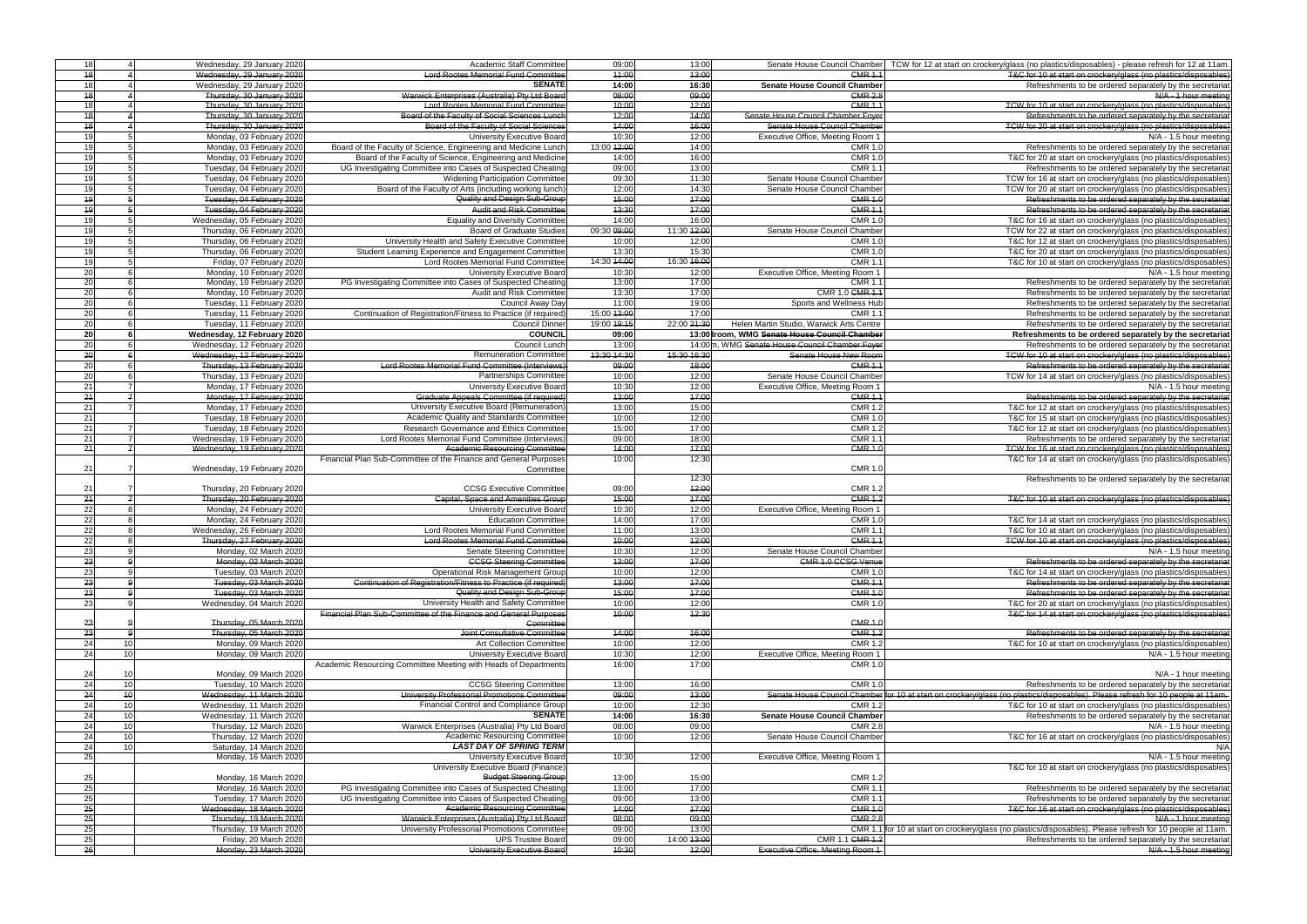| 18 | 4 | Wednesday, 29 January 2020 | Academic Staff Committee | 09:00 | 13:00 | Senate House Council Chamber | TCW for 12 at start on crockery/glass (no plastics/disposables) - please refresh for 12 at 11am. |
|---|---|---|---|---|---|---|---|
| ~~18~~ | ~~4~~ | ~~Wednesday, 29 January 2020~~ | ~~Lord Rootes Memorial Fund Committee~~ | ~~11:00~~ | ~~13:00~~ | ~~CMR 1.1~~ | ~~T&C for 10 at start on crockery/glass (no plastics/disposables)~~ |
| 18 | 4 | Wednesday, 29 January 2020 | **SENATE** | **14:00** | **16:30** | **Senate House Council Chamber** | Refreshments to be ordered separately by the secretariat |
| ~~18~~ | ~~4~~ | ~~Thursday, 30 January 2020~~ | ~~Warwick Enterprises (Australia) Pty Ltd Board~~ | ~~08:00~~ | ~~09:00~~ | ~~CMR 2.8~~ | ~~N/A - 1 hour meeting~~ |
| ~~18~~ | ~~4~~ | ~~Thursday, 30 January 2020~~ | ~~Lord Rootes Memorial Fund Committee~~ | ~~10:00~~ | ~~12:00~~ | ~~CMR 1.1~~ | ~~TCW for 10 at start on crockery/glass (no plastics/disposables)~~ |
| ~~18~~ | ~~4~~ | ~~Thursday, 30 January 2020~~ | ~~Board of the Faculty of Social Sciences Lunch~~ | ~~12:00~~ | ~~14:00~~ | ~~Senate House Council Chamber Foyer~~ | ~~Refreshments to be ordered separately by the secretariat~~ |
| ~~18~~ | ~~4~~ | ~~Thursday, 30 January 2020~~ | ~~Board of the Faculty of Social Sciences~~ | ~~14:00~~ | ~~16:00~~ | ~~Senate House Council Chamber~~ | ~~TCW for 20 at start on crockery/glass (no plastics/disposables)~~ |
| 19 | 5 | Monday, 03 February 2020 | University Executive Board | 10:30 | 12:00 | Executive Office, Meeting Room 1 | N/A - 1.5 hour meeting |
| 19 | 5 | Monday, 03 February 2020 | Board of the Faculty of Science, Engineering and Medicine Lunch | 13:00 ~~12:00~~ | 14:00 | CMR 1.0 | Refreshments to be ordered separately by the secretariat |
| 19 | 5 | Monday, 03 February 2020 | Board of the Faculty of Science, Engineering and Medicine | 14:00 | 16:00 | CMR 1.0 | T&C for 20 at start on crockery/glass (no plastics/disposables) |
| 19 | 5 | Tuesday, 04 February 2020 | UG Investigating Committee into Cases of Suspected Cheating | 09:00 | 13:00 | CMR 1.1 | Refreshments to be ordered separately by the secretariat |
| 19 | 5 | Tuesday, 04 February 2020 | Widening Participation Committee | 09:30 | 11:30 | Senate House Council Chamber | TCW for 16 at start on crockery/glass (no plastics/disposables) |
| 19 | 5 | Tuesday, 04 February 2020 | Board of the Faculty of Arts (including working lunch) | 12:00 | 14:30 | Senate House Council Chamber | TCW for 20 at start on crockery/glass (no plastics/disposables) |
| ~~19~~ | ~~5~~ | ~~Tuesday, 04 February 2020~~ | ~~Quality and Design Sub-Group~~ | ~~15:00~~ | ~~17:00~~ | ~~CMR 1.0~~ | ~~Refreshments to be ordered separately by the secretariat~~ |
| ~~19~~ | ~~5~~ | ~~Tuesday, 04 February 2020~~ | ~~Audit and Risk Committee~~ | ~~13:30~~ | ~~17:00~~ | ~~CMR 1.1~~ | ~~Refreshments to be ordered separately by the secretariat~~ |
| 19 | 5 | Wednesday, 05 February 2020 | Equality and Diversity Committee | 14:00 | 16:00 | CMR 1.0 | T&C for 16 at start on crockery/glass (no plastics/disposables) |
| 19 | 5 | Thursday, 06 February 2020 | Board of Graduate Studies | 09:30 ~~09:00~~ | 11:30 ~~12:00~~ | Senate House Council Chamber | TCW for 22 at start on crockery/glass (no plastics/disposables) |
| 19 | 5 | Thursday, 06 February 2020 | University Health and Safety Executive Committee | 10:00 | 12:00 | CMR 1.0 | T&C for 12 at start on crockery/glass (no plastics/disposables) |
| 19 | 5 | Thursday, 06 February 2020 | Student Learning Experience and Engagement Committee | 13:30 | 15:30 | CMR 1.0 | T&C for 20 at start on crockery/glass (no plastics/disposables) |
| 19 | 5 | Friday, 07 February 2020 | Lord Rootes Memorial Fund Committee | 14:30 ~~14:00~~ | 16:30 ~~16:00~~ | CMR 1.1 | T&C for 10 at start on crockery/glass (no plastics/disposables) |
| 20 | 6 | Monday, 10 February 2020 | University Executive Board | 10:30 | 12:00 | Executive Office, Meeting Room 1 | N/A - 1.5 hour meeting |
| 20 | 6 | Monday, 10 February 2020 | PG Investigating Committee into Cases of Suspected Cheating | 13:00 | 17:00 | CMR 1.1 | Refreshments to be ordered separately by the secretariat |
| 20 | 6 | Monday, 10 February 2020 | Audit and Risk Committee | 13:30 | 17:00 | CMR 1.0 ~~CMR 1.1~~ | Refreshments to be ordered separately by the secretariat |
| 20 | 6 | Tuesday, 11 February 2020 | Council Away Day | 11:00 | 19:00 | Sports and Wellness Hub | Refreshments to be ordered separately by the secretariat |
| 20 | 6 | Tuesday, 11 February 2020 | Continuation of Registration/Fitness to Practice (if required) | 15:00 ~~13:00~~ | 17:00 | CMR 1.1 | Refreshments to be ordered separately by the secretariat |
| 20 | 6 | Tuesday, 11 February 2020 | Council Dinner | 19:00 ~~19:15~~ | 22:00 ~~21:30~~ | Helen Martin Studio, Warwick Arts Centre | Refreshments to be ordered separately by the secretariat |
| **20** | **6** | **Wednesday, 12 February 2020** | **COUNCIL** | **09:00** | **13:00** | **Ballroom, WMG ~~Senate House Council Chamber~~** | **Refreshments to be ordered separately by the secretariat** |
| 20 | 6 | Wednesday, 12 February 2020 | Council Lunch | 13:00 | 14:00 | Atrium, WMG ~~Senate House Council Chamber Foyer~~ | Refreshments to be ordered separately by the secretariat |
| ~~20~~ | ~~6~~ | ~~Wednesday, 12 February 2020~~ | ~~Remuneration Committee~~ | ~~13:30 14:30~~ | ~~15:30 16:30~~ | ~~Senate House New Room~~ | ~~TCW for 10 at start on crockery/glass (no plastics/disposables)~~ |
| ~~20~~ | ~~6~~ | ~~Thursday, 13 February 2020~~ | ~~Lord Rootes Memorial Fund Committee (Interviews)~~ | ~~09:00~~ | ~~18:00~~ | ~~CMR 1.1~~ | ~~Refreshments to be ordered separately by the secretariat~~ |
| 20 | 6 | Thursday, 13 February 2020 | Partnerships Committee | 10:00 | 12:00 | Senate House Council Chamber | TCW for 14 at start on crockery/glass (no plastics/disposables) |
| 21 | 7 | Monday, 17 February 2020 | University Executive Board | 10:30 | 12:00 | Executive Office, Meeting Room 1 | N/A - 1.5 hour meeting |
| ~~21~~ | ~~7~~ | ~~Monday, 17 February 2020~~ | ~~Graduate Appeals Committee (if required)~~ | ~~13:00~~ | ~~17:00~~ | ~~CMR 1.1~~ | ~~Refreshments to be ordered separately by the secretariat~~ |
| 21 | 7 | Monday, 17 February 2020 | University Executive Board (Remuneration) | 13:00 | 15:00 | CMR 1.2 | T&C for 12 at start on crockery/glass (no plastics/disposables) |
| 21 | | Tuesday, 18 February 2020 | Academic Quality and Standards Committee | 10:00 | 12:00 | CMR 1.0 | T&C for 15 at start on crockery/glass (no plastics/disposables) |
| 21 | 7 | Tuesday, 18 February 2020 | Research Governance and Ethics Committee | 15:00 | 17:00 | CMR 1.2 | T&C for 12 at start on crockery/glass (no plastics/disposables) |
| 21 | 7 | Wednesday, 19 February 2020 | Lord Rootes Memorial Fund Committee (Interviews) | 09:00 | 18:00 | CMR 1.1 | Refreshments to be ordered separately by the secretariat |
| ~~21~~ | ~~7~~ | ~~Wednesday, 19 February 2020~~ | ~~Academic Resourcing Committee~~ | ~~14:00~~ | ~~17:00~~ | ~~CMR 1.0~~ | ~~TCW for 16 at start on crockery/glass (no plastics/disposables)~~ |
| 21 | 7 | Wednesday, 19 February 2020 | Financial Plan Sub-Committee of the Finance and General Purposes Committee | 10:00 | 12:30 | CMR 1.0 | T&C for 14 at start on crockery/glass (no plastics/disposables) |
| 21 | 7 | Thursday, 20 February 2020 | CCSG Executive Committee | 09:00 | 12:30 ~~12:00~~ | CMR 1.2 | Refreshments to be ordered separately by the secretariat |
| ~~21~~ | ~~7~~ | ~~Thursday, 20 February 2020~~ | ~~Capital, Space and Amenities Group~~ | ~~15:00~~ | ~~17:00~~ | ~~CMR 1.2~~ | ~~T&C for 10 at start on crockery/glass (no plastics/disposables)~~ |
| 22 | 8 | Monday, 24 February 2020 | University Executive Board | 10:30 | 12:00 | Executive Office, Meeting Room 1 | |
| 22 | 8 | Monday, 24 February 2020 | Education Committee | 14:00 | 17:00 | CMR 1.0 | T&C for 14 at start on crockery/glass (no plastics/disposables) |
| 22 | 8 | Wednesday, 26 February 2020 | Lord Rootes Memorial Fund Committee | 11:00 | 13:00 | CMR 1.1 | T&C for 10 at start on crockery/glass (no plastics/disposables) |
| ~~22~~ | ~~8~~ | ~~Thursday, 27 February 2020~~ | ~~Lord Rootes Memorial Fund Committee~~ | ~~10:00~~ | ~~12:00~~ | ~~CMR 1.1~~ | ~~TCW for 10 at start on crockery/glass (no plastics/disposables)~~ |
| 23 | 9 | Monday, 02 March 2020 | Senate Steering Committee | 10:30 | 12:00 | Senate House Council Chamber | N/A - 1.5 hour meeting |
| ~~23~~ | ~~9~~ | ~~Monday, 02 March 2020~~ | ~~CCSG Steering Committee~~ | ~~13:00~~ | ~~17:00~~ | ~~CMR 1.0 CCSG Venue~~ | ~~Refreshments to be ordered separately by the secretariat~~ |
| 23 | 9 | Tuesday, 03 March 2020 | Operational Risk Management Group | 10:00 | 12:00 | CMR 1.0 | T&C for 14 at start on crockery/glass (no plastics/disposables) |
| ~~23~~ | ~~9~~ | ~~Tuesday, 03 March 2020~~ | ~~Continuation of Registration/Fitness to Practice (if required)~~ | ~~13:00~~ | ~~17:00~~ | ~~CMR 1.1~~ | ~~Refreshments to be ordered separately by the secretariat~~ |
| ~~23~~ | ~~9~~ | ~~Tuesday, 03 March 2020~~ | ~~Quality and Design Sub-Group~~ | ~~15:00~~ | ~~17:00~~ | ~~CMR 1.0~~ | ~~Refreshments to be ordered separately by the secretariat~~ |
| 23 | 9 | Wednesday, 04 March 2020 | University Health and Safety Committee | 10:00 | 12:00 | CMR 1.0 | T&C for 20 at start on crockery/glass (no plastics/disposables) |
| ~~23~~ | ~~9~~ | ~~Thursday, 05 March 2020~~ | ~~Financial Plan Sub-Committee of the Finance and General Purposes Committee~~ | ~~10:00~~ | ~~12:30~~ | ~~CMR 1.0~~ | ~~T&C for 14 at start on crockery/glass (no plastics/disposables)~~ |
| ~~23~~ | ~~9~~ | ~~Thursday, 05 March 2020~~ | ~~Joint Consultative Committee~~ | ~~14:00~~ | ~~16:00~~ | ~~CMR 1.2~~ | ~~Refreshments to be ordered separately by the secretariat~~ |
| 24 | 10 | Monday, 09 March 2020 | Art Collection Committee | 10:00 | 12:00 | CMR 1.2 | T&C for 10 at start on crockery/glass (no plastics/disposables) |
| 24 | 10 | Monday, 09 March 2020 | University Executive Board | 10:30 | 12:00 | Executive Office, Meeting Room 1 | N/A - 1.5 hour meeting |
| 24 | 10 | Monday, 09 March 2020 | Academic Resourcing Committee Meeting with Heads of Departments | 16:00 | 17:00 | CMR 1.0 | N/A - 1 hour meeting |
| 24 | 10 | Tuesday, 10 March 2020 | CCSG Steering Committee | 13:00 | 16:00 | CMR 1.0 | Refreshments to be ordered separately by the secretariat |
| ~~24~~ | ~~10~~ | ~~Wednesday, 11 March 2020~~ | ~~University Professorial Promotions Committee~~ | ~~09:00~~ | ~~13:00~~ | ~~Senate House Council Chamber~~ | ~~TCW for 10 at start on crockery/glass (no plastics/disposables). Please refresh for 10 people at 11am.~~ |
| 24 | 10 | Wednesday, 11 March 2020 | Financial Control and Compliance Group | 10:00 | 12:30 | CMR 1.2 | T&C for 10 at start on crockery/glass (no plastics/disposables) |
| 24 | 10 | Wednesday, 11 March 2020 | **SENATE** | **14:00** | **16:30** | **Senate House Council Chamber** | Refreshments to be ordered separately by the secretariat |
| 24 | 10 | Thursday, 12 March 2020 | Warwick Enterprises (Australia) Pty Ltd Board | 08:00 | 09:00 | CMR 2.8 | N/A - 1.5 hour meeting |
| 24 | 10 | Thursday, 12 March 2020 | Academic Resourcing Committee | 10:00 | 12:00 | Senate House Council Chamber | T&C for 16 at start on crockery/glass (no plastics/disposables) |
| 24 | 10 | Saturday, 14 March 2020 | ***LAST DAY OF SPRING TERM*** | | | | N/A |
| 25 | | Monday, 16 March 2020 | University Executive Board | 10:30 | 12:00 | Executive Office, Meeting Room 1 | N/A - 1.5 hour meeting |
| 25 | | Monday, 16 March 2020 | University Executive Board (Finance) ~~Budget Steering Group~~ | 13:00 | 15:00 | CMR 1.2 | T&C for 10 at start on crockery/glass (no plastics/disposables) |
| 25 | | Monday, 16 March 2020 | PG Investigating Committee into Cases of Suspected Cheating | 13:00 | 17:00 | CMR 1.1 | Refreshments to be ordered separately by the secretariat |
| 25 | | Tuesday, 17 March 2020 | UG Investigating Committee into Cases of Suspected Cheating | 09:00 | 13:00 | CMR 1.1 | Refreshments to be ordered separately by the secretariat |
| ~~25~~ | | ~~Wednesday, 18 March 2020~~ | ~~Academic Resourcing Committee~~ | ~~14:00~~ | ~~17:00~~ | ~~CMR 1.0~~ | ~~T&C for 16 at start on crockery/glass (no plastics/disposables)~~ |
| ~~25~~ | | ~~Thursday, 19 March 2020~~ | ~~Warwick Enterprises (Australia) Pty Ltd Board~~ | ~~08:00~~ | ~~09:00~~ | ~~CMR 2.8~~ | ~~N/A - 1 hour meeting~~ |
| 25 | | Thursday, 19 March 2020 | University Professorial Promotions Committee | 09:00 | 13:00 | CMR 1.1 | TCW for 10 at start on crockery/glass (no plastics/disposables). Please refresh for 10 people at 11am. |
| 25 | | Friday, 20 March 2020 | UPS Trustee Board | 09:00 | 14:00 ~~13:00~~ | CMR 1.1 ~~CMR 1.2~~ | Refreshments to be ordered separately by the secretariat |
| ~~26~~ | | ~~Monday, 23 March 2020~~ | ~~University Executive Board~~ | ~~10:30~~ | ~~12:00~~ | ~~Executive Office, Meeting Room 1~~ | ~~N/A - 1.5 hour meeting~~ |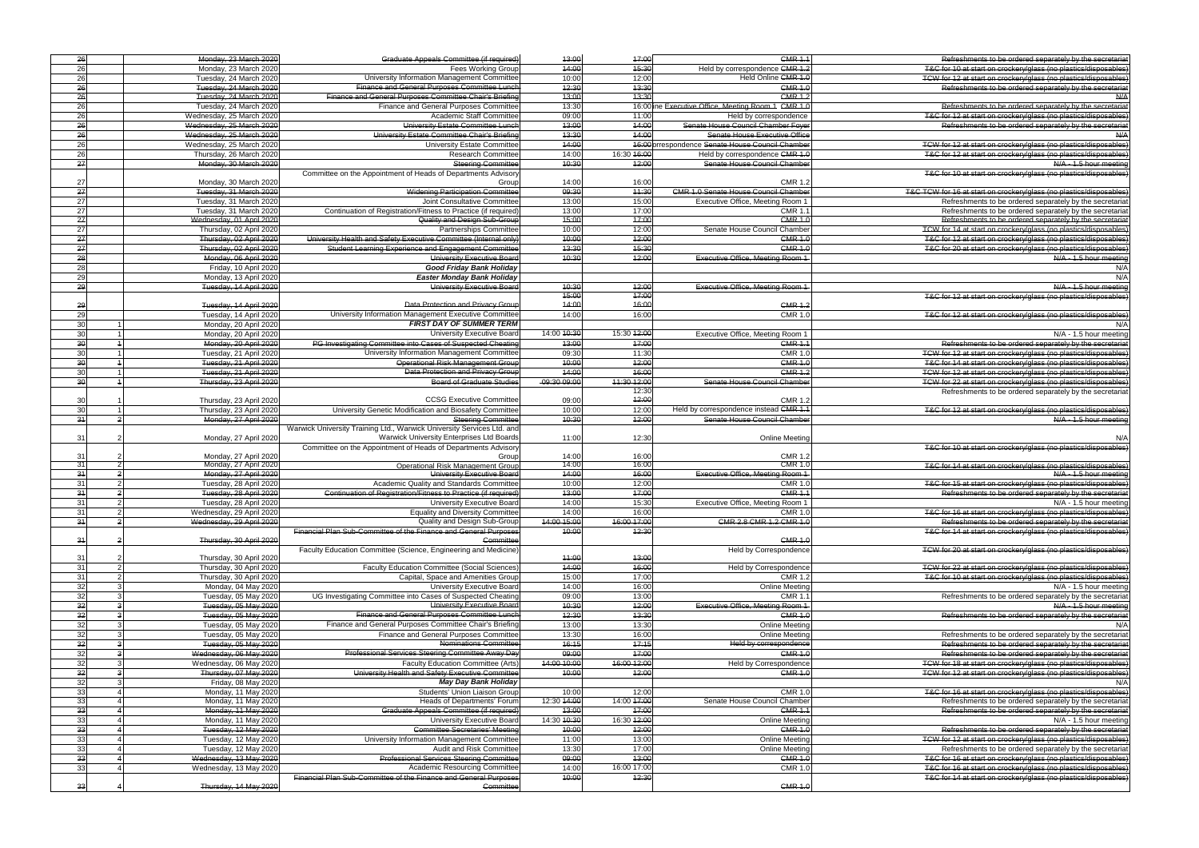| | | | | | | | |
|---|---|---|---|---|---|---|---|
| ~~26~~ | | ~~Monday, 23 March 2020~~ | ~~Graduate Appeals Committee (if required)~~ | ~~13:00~~ | ~~17:00~~ | ~~CMR 1.1~~ | ~~Refreshments to be ordered separately by the secretariat~~ |
| 26 | | Monday, 23 March 2020 | Fees Working Group | ~~14:00~~ | ~~15:30~~ | Held by correspondence ~~CMR 1.2~~ | ~~T&C for 10 at start on crockery/glass (no plastics/disposables)~~ |
| 26 | | Tuesday, 24 March 2020 | University Information Management Committee | 10:00 | 12:00 | Held Online ~~CMR 1.0~~ | ~~TCW for 12 at start on crockery/glass (no plastics/disposables)~~ |
| ~~26~~ | | ~~Tuesday, 24 March 2020~~ | ~~Finance and General Purposes Committee Lunch~~ | ~~12:30~~ | ~~13:30~~ | ~~CMR 1.0~~ | ~~Refreshments to be ordered separately by the secretariat~~ |
| ~~26~~ | | ~~Tuesday, 24 March 2020~~ | ~~Finance and General Purposes Committee Chair's Briefing~~ | ~~13:00~~ | ~~13:30~~ | ~~CMR 1.2~~ | ~~N/A~~ |
| 26 | | Tuesday, 24 March 2020 | Finance and General Purposes Committee | 13:30 | 16:00 | Online ~~Executive Office, Meeting Room 1~~ ~~CMR 1.0~~ | ~~Refreshments to be ordered separately by the secretariat~~ |
| 26 | | Wednesday, 25 March 2020 | Academic Staff Committee | 09:00 | 11:00 | Held by correspondence | ~~T&C for 12 at start on crockery/glass (no plastics/disposables)~~ |
| ~~26~~ | | ~~Wednesday, 25 March 2020~~ | ~~University Estate Committee Lunch~~ | ~~13:00~~ | ~~14:00~~ | ~~Senate House Council Chamber Foyer~~ | ~~Refreshments to be ordered separately by the secretariat~~ |
| ~~26~~ | | ~~Wednesday, 25 March 2020~~ | ~~University Estate Committee Chair's Briefing~~ | ~~13:30~~ | ~~14:00~~ | ~~Senate House Executive Office~~ | ~~N/A~~ |
| 26 | | Wednesday, 25 March 2020 | University Estate Committee | ~~14:00~~ | ~~16:00~~ | Correspondence ~~Senate House Council Chamber~~ | ~~TCW for 12 at start on crockery/glass (no plastics/disposables)~~ |
| 26 | | Thursday, 26 March 2020 | Research Committee | 14:00 | 16:30 ~~16:00~~ | Held by correspondence ~~CMR 1.0~~ | ~~T&C for 12 at start on crockery/glass (no plastics/disposables)~~ |
| ~~27~~ | | ~~Monday, 30 March 2020~~ | ~~Steering Committee~~ | ~~10:30~~ | ~~12:00~~ | ~~Senate House Council Chamber~~ | ~~N/A - 1.5 hour meeting~~ |
| 27 | | Monday, 30 March 2020 | Committee on the Appointment of Heads of Departments Advisory Group | 14:00 | 16:00 | CMR 1.2 | ~~T&C for 10 at start on crockery/glass (no plastics/disposables)~~ |
| ~~27~~ | | ~~Tuesday, 31 March 2020~~ | ~~Widening Participation Committee~~ | ~~09:30~~ | ~~11:30~~ | ~~CMR 1.0 Senate House Council Chamber~~ | ~~T&C TCW for 16 at start on crockery/glass (no plastics/disposables)~~ |
| 27 | | Tuesday, 31 March 2020 | Joint Consultative Committee | 13:00 | 15:00 | Executive Office, Meeting Room 1 | Refreshments to be ordered separately by the secretariat |
| 27 | | Tuesday, 31 March 2020 | Continuation of Registration/Fitness to Practice (if required) | 13:00 | 17:00 | CMR 1.1 | Refreshments to be ordered separately by the secretariat |
| ~~27~~ | | ~~Wednesday, 01 April 2020~~ | ~~Quality and Design Sub-Group~~ | ~~15:00~~ | ~~17:00~~ | ~~CMR 1.0~~ | ~~Refreshments to be ordered separately by the secretariat~~ |
| 27 | | Thursday, 02 April 2020 | Partnerships Committee | 10:00 | 12:00 | Senate House Council Chamber | ~~TCW for 14 at start on crockery/glass (no plastics/disposables)~~ |
| ~~27~~ | | ~~Thursday, 02 April 2020~~ | ~~University Health and Safety Executive Committee (Internal only)~~ | ~~10:00~~ | ~~12:00~~ | ~~CMR 1.0~~ | ~~T&C for 12 at start on crockery/glass (no plastics/disposables)~~ |
| ~~27~~ | | ~~Thursday, 02 April 2020~~ | ~~Student Learning Experience and Engagement Committee~~ | ~~13:30~~ | ~~15:30~~ | ~~CMR 1.0~~ | ~~T&C for 20 at start on crockery/glass (no plastics/disposables)~~ |
| ~~28~~ | | ~~Monday, 06 April 2020~~ | ~~University Executive Board~~ | ~~10:30~~ | ~~12:00~~ | ~~Executive Office, Meeting Room 1~~ | ~~N/A - 1.5 hour meeting~~ |
| 28 | | Friday, 10 April 2020 | ***Good Friday Bank Holiday*** | | | | N/A |
| 29 | | Monday, 13 April 2020 | ***Easter Monday Bank Holiday*** | | | | N/A |
| ~~29~~ | | ~~Tuesday, 14 April 2020~~ | ~~University Executive Board~~ | ~~10:30~~ | ~~12:00~~ | ~~Executive Office, Meeting Room 1~~ | ~~N/A - 1.5 hour meeting~~ |
| ~~29~~ | | ~~Tuesday, 14 April 2020~~ | ~~Data Protection and Privacy Group~~ | ~~15:00~~ ~~14:00~~ | ~~17:00~~ ~~16:00~~ | ~~CMR 1.2~~ | ~~T&C for 12 at start on crockery/glass (no plastics/disposables)~~ |
| 29 | | Tuesday, 14 April 2020 | University Information Management Executive Committee | 14:00 | 16:00 | CMR 1.0 | ~~T&C for 12 at start on crockery/glass (no plastics/disposables)~~ |
| 30 | 1 | Monday, 20 April 2020 | ***FIRST DAY OF SUMMER TERM*** | | | | N/A |
| 30 | 1 | Monday, 20 April 2020 | University Executive Board | 14:00 ~~10:30~~ | 15:30 ~~12:00~~ | Executive Office, Meeting Room 1 | N/A - 1.5 hour meeting |
| ~~30~~ | ~~1~~ | ~~Monday, 20 April 2020~~ | ~~PG Investigating Committee into Cases of Suspected Cheating~~ | ~~13:00~~ | ~~17:00~~ | ~~CMR 1.1~~ | ~~Refreshments to be ordered separately by the secretariat~~ |
| 30 | 1 | Tuesday, 21 April 2020 | University Information Management Committee | 09:30 | 11:30 | CMR 1.0 | ~~TCW for 12 at start on crockery/glass (no plastics/disposables)~~ |
| ~~30~~ | ~~1~~ | ~~Tuesday, 21 April 2020~~ | ~~Operational Risk Management Group~~ | ~~10:00~~ | ~~12:00~~ | ~~CMR 1.0~~ | ~~T&C for 14 at start on crockery/glass (no plastics/disposables)~~ |
| 30 | 1 | Tuesday, 21 April 2020 | ~~Data Protection and Privacy Group~~ | ~~14:00~~ | ~~16:00~~ | ~~CMR 1.2~~ | ~~TCW for 12 at start on crockery/glass (no plastics/disposables)~~ |
| ~~30~~ | ~~1~~ | ~~Thursday, 23 April 2020~~ | ~~Board of Graduate Studies~~ | ~~09:30 09:00~~ | ~~11:30 12:00~~ | ~~Senate House Council Chamber~~ | ~~TCW for 22 at start on crockery/glass (no plastics/disposables)~~ |
| 30 | 1 | Thursday, 23 April 2020 | CCSG Executive Committee | 09:00 | 12:30 ~~12:00~~ | CMR 1.2 | Refreshments to be ordered separately by the secretariat |
| 30 | 1 | Thursday, 23 April 2020 | University Genetic Modification and Biosafety Committee | 10:00 | 12:00 | Held by correspondence instead ~~CMR 1.1~~ | |
| ~~31~~ | ~~2~~ | ~~Monday, 27 April 2020~~ | ~~Steering Committee~~ | ~~10:30~~ | ~~12:00~~ | ~~Senate House Council Chamber~~ | ~~T&C for 12 at start on crockery/glass (no plastics/disposables)~~ ~~N/A - 1.5 hour meeting~~ |
| 31 | 2 | Monday, 27 April 2020 | Warwick University Training Ltd., Warwick University Services Ltd. and Warwick University Enterprises Ltd Boards | 11:00 | 12:30 | Online Meeting | N/A |
| 31 | 2 | Monday, 27 April 2020 | Committee on the Appointment of Heads of Departments Advisory Group | 14:00 | 16:00 | CMR 1.2 | ~~T&C for 10 at start on crockery/glass (no plastics/disposables)~~ |
| 31 | 2 | Monday, 27 April 2020 | Operational Risk Management Group | 14:00 | 16:00 | CMR 1.0 | ~~T&C for 14 at start on crockery/glass (no plastics/disposables)~~ |
| ~~31~~ | ~~2~~ | ~~Monday, 27 April 2020~~ | ~~University Executive Board~~ | ~~14:00~~ | ~~16:00~~ | ~~Executive Office, Meeting Room 1~~ | ~~N/A - 1.5 hour meeting~~ |
| 31 | 2 | Tuesday, 28 April 2020 | Academic Quality and Standards Committee | 10:00 | 12:00 | CMR 1.0 | ~~T&C for 15 at start on crockery/glass (no plastics/disposables)~~ |
| ~~31~~ | ~~2~~ | ~~Tuesday, 28 April 2020~~ | ~~Continuation of Registration/Fitness to Practice (if required)~~ | ~~13:00~~ | ~~17:00~~ | ~~CMR 1.1~~ | ~~Refreshments to be ordered separately by the secretariat~~ |
| 31 | 2 | Tuesday, 28 April 2020 | University Executive Board | 14:00 | 15:30 | Executive Office, Meeting Room 1 | N/A - 1.5 hour meeting |
| 31 | 2 | Wednesday, 29 April 2020 | Equality and Diversity Committee | 14:00 | 16:00 | CMR 1.0 | ~~T&C for 16 at start on crockery/glass (no plastics/disposables)~~ |
| ~~31~~ | ~~2~~ | ~~Wednesday, 29 April 2020~~ | Quality and Design Sub-Group | ~~14:00 15:00~~ | ~~16:00 17:00~~ | ~~CMR 2.8 CMR 1.2 CMR 1.0~~ | ~~Refreshments to be ordered separately by the secretariat~~ |
| ~~31~~ | ~~2~~ | ~~Thursday, 30 April 2020~~ | ~~Financial Plan Sub-Committee of the Finance and General Purposes Committee~~ | ~~10:00~~ | ~~12:30~~ | ~~CMR 1.0~~ | ~~T&C for 14 at start on crockery/glass (no plastics/disposables)~~ |
| 31 | 2 | Thursday, 30 April 2020 | Faculty Education Committee (Science, Engineering and Medicine) | ~~11:00~~ | ~~13:00~~ | Held by Correspondence | ~~TCW for 20 at start on crockery/glass (no plastics/disposables)~~ |
| 31 | 2 | Thursday, 30 April 2020 | Faculty Education Committee (Social Sciences) | ~~14:00~~ | ~~16:00~~ | Held by Correspondence | ~~TCW for 22 at start on crockery/glass (no plastics/disposables)~~ |
| 31 | 2 | Thursday, 30 April 2020 | Capital, Space and Amenities Group | 15:00 | 17:00 | CMR 1.2 | ~~T&C for 10 at start on crockery/glass (no plastics/disposables)~~ |
| 32 | 3 | Monday, 04 May 2020 | University Executive Board | 14:00 | 16:00 | Online Meeting | N/A - 1.5 hour meeting |
| 32 | 3 | Tuesday, 05 May 2020 | UG Investigating Committee into Cases of Suspected Cheating | 09:00 | 13:00 | CMR 1.1 | Refreshments to be ordered separately by the secretariat |
| ~~32~~ | ~~3~~ | ~~Tuesday, 05 May 2020~~ | ~~University Executive Board~~ | ~~10:30~~ | ~~12:00~~ | ~~Executive Office, Meeting Room 1~~ | ~~N/A - 1.5 hour meeting~~ |
| ~~32~~ | ~~3~~ | ~~Tuesday, 05 May 2020~~ | ~~Finance and General Purposes Committee Lunch~~ | ~~12:30~~ | ~~13:30~~ | ~~CMR 1.0~~ | ~~Refreshments to be ordered separately by the secretariat~~ |
| 32 | 3 | Tuesday, 05 May 2020 | Finance and General Purposes Committee Chair's Briefing | 13:00 | 13:30 | Online Meeting | N/A |
| 32 | 3 | Tuesday, 05 May 2020 | Finance and General Purposes Committee | 13:30 | 16:00 | Online Meeting | Refreshments to be ordered separately by the secretariat |
| ~~32~~ | ~~3~~ | ~~Tuesday, 05 May 2020~~ | ~~Nominations Committee~~ | ~~16:15~~ | ~~17:15~~ | ~~Held by correspondence~~ | ~~Refreshments to be ordered separately by the secretariat~~ |
| 32 | ~~3~~ | ~~Wednesday, 06 May 2020~~ | ~~Professional Services Steering Committee Away Day~~ | ~~09:00~~ | ~~17:00~~ | ~~CMR 1.0~~ | ~~Refreshments to be ordered separately by the secretariat~~ |
| 32 | 3 | Wednesday, 06 May 2020 | Faculty Education Committee (Arts) | ~~14:00~~ ~~10:00~~ | ~~16:00~~ ~~12:00~~ | Held by Correspondence | ~~TCW for 18 at start on crockery/glass (no plastics/disposables)~~ |
| ~~32~~ | ~~3~~ | ~~Thursday, 07 May 2020~~ | ~~University Health and Safety Executive Committee~~ | ~~10:00~~ | ~~12:00~~ | ~~CMR 1.0~~ | ~~TCW for 12 at start on crockery/glass (no plastics/disposables)~~ |
| 32 | 3 | Friday, 08 May 2020 | ***May Day Bank Holiday*** | | | | N/A |
| 33 | 4 | Monday, 11 May 2020 | Students' Union Liaison Group | 10:00 | 12:00 | CMR 1.0 | ~~T&C for 16 at start on crockery/glass (no plastics/disposables)~~ |
| 33 | 4 | Monday, 11 May 2020 | Heads of Departments' Forum | 12:30 ~~14:00~~ | 14:00 ~~17:00~~ | Senate House Council Chamber | Refreshments to be ordered separately by the secretariat |
| ~~33~~ | ~~4~~ | ~~Monday, 11 May 2020~~ | ~~Graduate Appeals Committee (if required)~~ | ~~13:00~~ | ~~17:00~~ | ~~CMR 1.1~~ | ~~Refreshments to be ordered separately by the secretariat~~ |
| 33 | 4 | Monday, 11 May 2020 | University Executive Board | 14:30 ~~10:30~~ | 16:30 ~~12:00~~ | Online Meeting | N/A - 1.5 hour meeting |
| ~~33~~ | ~~4~~ | ~~Tuesday, 12 May 2020~~ | ~~Committee Secretaries' Meeting~~ | ~~10:00~~ | ~~12:00~~ | ~~CMR 1.0~~ | ~~Refreshments to be ordered separately by the secretariat~~ |
| 33 | 4 | Tuesday, 12 May 2020 | University Information Management Committee | 11:00 | 13:00 | Online Meeting | ~~TCW for 12 at start on crockery/glass (no plastics/disposables)~~ |
| 33 | 4 | Tuesday, 12 May 2020 | Audit and Risk Committee | 13:30 | 17:00 | Online Meeting | Refreshments to be ordered separately by the secretariat |
| ~~33~~ | ~~4~~ | ~~Wednesday, 13 May 2020~~ | ~~Professional Services Steering Committee~~ | ~~09:00~~ | ~~13:00~~ | ~~CMR 1.0~~ | ~~T&C for 16 at start on crockery/glass (no plastics/disposables)~~ |
| 33 | 4 | Wednesday, 13 May 2020 | Academic Resourcing Committee | 14:00 | 16:00 17:00 | CMR 1.0 | ~~T&C for 16 at start on crockery/glass (no plastics/disposables)~~ |
| ~~33~~ | ~~4~~ | ~~Thursday, 14 May 2020~~ | ~~Financial Plan Sub-Committee of the Finance and General Purposes Committee~~ | ~~10:00~~ | ~~12:30~~ | ~~CMR 1.0~~ | ~~T&C for 14 at start on crockery/glass (no plastics/disposables)~~ |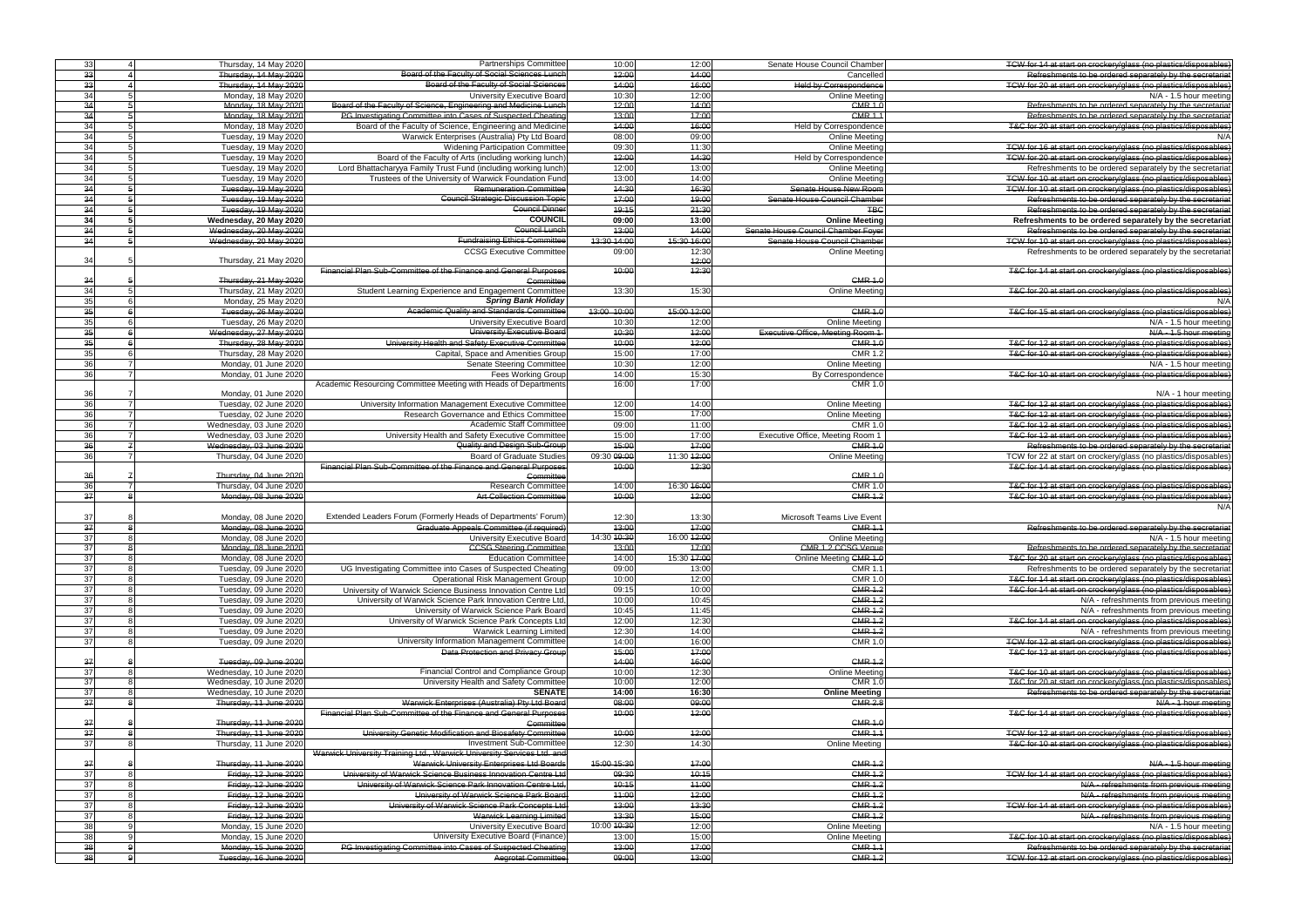| | | | | | | | |
|---|---|---|---|---|---|---|---|
| 33 | 4 | Thursday, 14 May 2020 | Partnerships Committee | 10:00 | 12:00 | Senate House Council Chamber | ~~TCW for 14 at start on crockery/glass (no plastics/disposables)~~ |
| ~~33~~ | ~~4~~ | ~~Thursday, 14 May 2020~~ | ~~Board of the Faculty of Social Sciences Lunch~~ | ~~12:00~~ | ~~14:00~~ | Cancelled | ~~Refreshments to be ordered separately by the secretariat~~ |
| ~~33~~ | ~~4~~ | ~~Thursday, 14 May 2020~~ | ~~Board of the Faculty of Social Sciences~~ | ~~14:00~~ | ~~16:00~~ | ~~Held by Correspondence~~ | ~~TCW for 20 at start on crockery/glass (no plastics/disposables)~~ |
| 34 | 5 | Monday, 18 May 2020 | University Executive Board | 10:30 | 12:00 | Online Meeting | N/A - 1.5 hour meeting |
| ~~34~~ | ~~5~~ | ~~Monday, 18 May 2020~~ | ~~Board of the Faculty of Science, Engineering and Medicine Lunch~~ | ~~12:00~~ | ~~14:00~~ | ~~CMR 1.0~~ | ~~Refreshments to be ordered separately by the secretariat~~ |
| ~~34~~ | ~~5~~ | ~~Monday, 18 May 2020~~ | ~~PG Investigating Committee into Cases of Suspected Cheating~~ | ~~13:00~~ | ~~17:00~~ | ~~CMR 1.1~~ | ~~Refreshments to be ordered separately by the secretariat~~ |
| 34 | 5 | Monday, 18 May 2020 | Board of the Faculty of Science, Engineering and Medicine | ~~14:00~~ | ~~16:00~~ | Held by Correspondence | ~~T&C for 20 at start on crockery/glass (no plastics/disposables)~~ |
| 34 | 5 | Tuesday, 19 May 2020 | Warwick Enterprises (Australia) Pty Ltd Board | 08:00 | 09:00 | Online Meeting | N/A |
| 34 | 5 | Tuesday, 19 May 2020 | Widening Participation Committee | 09:30 | 11:30 | Online Meeting | ~~TCW for 16 at start on crockery/glass (no plastics/disposables)~~ |
| 34 | 5 | Tuesday, 19 May 2020 | Board of the Faculty of Arts (including working lunch) | ~~12:00~~ | ~~14:30~~ | Held by Correspondence | ~~TCW for 20 at start on crockery/glass (no plastics/disposables)~~ |
| 34 | 5 | Tuesday, 19 May 2020 | Lord Bhattacharyya Family Trust Fund (including working lunch) | 12:00 | 13:00 | Online Meeting | Refreshments to be ordered separately by the secretariat |
| 34 | 5 | Tuesday, 19 May 2020 | Trustees of the University of Warwick Foundation Fund | 13:00 | 14:00 | Online Meeting | ~~TCW for 10 at start on crockery/glass (no plastics/disposables)~~ |
| ~~34~~ | ~~5~~ | ~~Tuesday, 19 May 2020~~ | ~~Remuneration Committee~~ | ~~14:30~~ | ~~16:30~~ | ~~Senate House New Room~~ | ~~TCW for 10 at start on crockery/glass (no plastics/disposables)~~ |
| ~~34~~ | ~~5~~ | ~~Tuesday, 19 May 2020~~ | ~~Council Strategic Discussion Topic~~ | ~~17:00~~ | ~~19:00~~ | ~~Senate House Council Chamber~~ | ~~Refreshments to be ordered separately by the secretariat~~ |
| ~~34~~ | ~~5~~ | ~~Tuesday, 19 May 2020~~ | ~~Council Dinner~~ | ~~19:15~~ | ~~21:30~~ | ~~TBC~~ | ~~Refreshments to be ordered separately by the secretariat~~ |
| **34** | **5** | **Wednesday, 20 May 2020** | **COUNCIL** | **09:00** | **13:00** | **Online Meeting** | **Refreshments to be ordered separately by the secretariat** |
| ~~34~~ | ~~5~~ | ~~Wednesday, 20 May 2020~~ | ~~Council Lunch~~ | ~~13:00~~ | ~~14:00~~ | ~~Senate House Council Chamber Foyer~~ | ~~Refreshments to be ordered separately by the secretariat~~ |
| ~~34~~ | ~~5~~ | ~~Wednesday, 20 May 2020~~ | ~~Fundraising Ethics Committee~~ | ~~13:30 14:00~~ | ~~15:30 16:00~~ | ~~Senate House Council Chamber~~ | ~~TCW for 10 at start on crockery/glass (no plastics/disposables)~~ |
| 34 | 5 | Thursday, 21 May 2020 | CCSG Executive Committee | 09:00 | 12:30 ~~12:00~~ | Online Meeting | Refreshments to be ordered separately by the secretariat |
| ~~34~~ | ~~5~~ | ~~Thursday, 21 May 2020~~ | ~~Financial Plan Sub-Committee of the Finance and General Purposes Committee~~ | ~~10:00~~ | ~~12:30~~ | ~~CMR 1.0~~ | ~~T&C for 14 at start on crockery/glass (no plastics/disposables)~~ |
| 34 | 5 | Thursday, 21 May 2020 | Student Learning Experience and Engagement Committee | 13:30 | 15:30 | Online Meeting | ~~T&C for 20 at start on crockery/glass (no plastics/disposables)~~ |
| 35 | 6 | Monday, 25 May 2020 | ***Spring Bank Holiday*** | | | | N/A |
| ~~35~~ | ~~6~~ | ~~Tuesday, 26 May 2020~~ | ~~Academic Quality and Standards Committee~~ | ~~13:00 10:00~~ | ~~15:00 12:00~~ | ~~CMR 1.0~~ | ~~T&C for 15 at start on crockery/glass (no plastics/disposables)~~ |
| 35 | 6 | Tuesday, 26 May 2020 | University Executive Board | 10:30 | 12:00 | Online Meeting | N/A - 1.5 hour meeting |
| ~~35~~ | ~~6~~ | ~~Wednesday, 27 May 2020~~ | ~~University Executive Board~~ | ~~10:30~~ | ~~12:00~~ | ~~Executive Office, Meeting Room 1~~ | ~~N/A - 1.5 hour meeting~~ |
| ~~35~~ | ~~6~~ | ~~Thursday, 28 May 2020~~ | ~~University Health and Safety Executive Committee~~ | ~~10:00~~ | ~~12:00~~ | ~~CMR 1.0~~ | ~~T&C for 12 at start on crockery/glass (no plastics/disposables)~~ |
| 35 | 6 | Thursday, 28 May 2020 | Capital, Space and Amenities Group | 15:00 | 17:00 | CMR 1.2 | ~~T&C for 10 at start on crockery/glass (no plastics/disposables)~~ |
| 36 | 7 | Monday, 01 June 2020 | Senate Steering Committee | 10:30 | 12:00 | Online Meeting | N/A - 1.5 hour meeting |
| 36 | 7 | Monday, 01 June 2020 | Fees Working Group | 14:00 | 15:30 | By Correspondence | ~~T&C for 10 at start on crockery/glass (no plastics/disposables)~~ |
| 36 | 7 | Monday, 01 June 2020 | Academic Resourcing Committee Meeting with Heads of Departments | 16:00 | 17:00 | CMR 1.0 | N/A - 1 hour meeting |
| 36 | 7 | Tuesday, 02 June 2020 | University Information Management Executive Committee | 12:00 | 14:00 | Online Meeting | ~~T&C for 12 at start on crockery/glass (no plastics/disposables)~~ |
| 36 | 7 | Tuesday, 02 June 2020 | Research Governance and Ethics Committee | 15:00 | 17:00 | Online Meeting | ~~T&C for 12 at start on crockery/glass (no plastics/disposables)~~ |
| 36 | 7 | Wednesday, 03 June 2020 | Academic Staff Committee | 09:00 | 11:00 | CMR 1.0 | ~~T&C for 12 at start on crockery/glass (no plastics/disposables)~~ |
| 36 | 7 | Wednesday, 03 June 2020 | University Health and Safety Executive Committee | 15:00 | 17:00 | Executive Office, Meeting Room 1 | ~~T&C for 12 at start on crockery/glass (no plastics/disposables)~~ |
| ~~36~~ | ~~7~~ | ~~Wednesday, 03 June 2020~~ | ~~Quality and Design Sub-Group~~ | ~~15:00~~ | ~~17:00~~ | ~~CMR 1.0~~ | ~~Refreshments to be ordered separately by the secretariat~~ |
| 36 | 7 | Thursday, 04 June 2020 | Board of Graduate Studies | 09:30 ~~09:00~~ | 11:30 ~~12:00~~ | Online Meeting | TCW for 22 at start on crockery/glass (no plastics/disposables) |
| ~~36~~ | ~~7~~ | ~~Thursday, 04 June 2020~~ | ~~Financial Plan Sub-Committee of the Finance and General Purposes Committee~~ | ~~10:00~~ | ~~12:30~~ | ~~CMR 1.0~~ | ~~T&C for 14 at start on crockery/glass (no plastics/disposables)~~ |
| 36 | 7 | Thursday, 04 June 2020 | Research Committee | 14:00 | 16:30 ~~16:00~~ | CMR 1.0 | ~~T&C for 12 at start on crockery/glass (no plastics/disposables)~~ |
| ~~37~~ | ~~8~~ | ~~Monday, 08 June 2020~~ | ~~Art Collection Committee~~ | ~~10:00~~ | ~~12:00~~ | ~~CMR 1.2~~ | ~~T&C for 10 at start on crockery/glass (no plastics/disposables)~~ |
| 37 | 8 | Monday, 08 June 2020 | Extended Leaders Forum (Formerly Heads of Departments' Forum) | 12:30 | 13:30 | Microsoft Teams Live Event | N/A |
| ~~37~~ | ~~8~~ | ~~Monday, 08 June 2020~~ | ~~Graduate Appeals Committee (if required)~~ | ~~13:00~~ | ~~17:00~~ | ~~CMR 1.1~~ | ~~Refreshments to be ordered separately by the secretariat~~ |
| 37 | 8 | Monday, 08 June 2020 | University Executive Board | 14:30 ~~10:30~~ | 16:00 ~~12:00~~ | Online Meeting | N/A - 1.5 hour meeting |
| ~~37~~ | ~~8~~ | ~~Monday, 08 June 2020~~ | ~~CCSG Steering Committee~~ | ~~13:00~~ | ~~17:00~~ | ~~CMR 1.2 CCSG Venue~~ | ~~Refreshments to be ordered separately by the secretariat~~ |
| 37 | 8 | Monday, 08 June 2020 | Education Committee | 14:00 | 15:30 ~~17:00~~ | Online Meeting ~~CMR 1.0~~ | ~~T&C for 20 at start on crockery/glass (no plastics/disposables)~~ |
| 37 | 8 | Tuesday, 09 June 2020 | UG Investigating Committee into Cases of Suspected Cheating | 09:00 | 13:00 | CMR 1.1 | Refreshments to be ordered separately by the secretariat |
| 37 | 8 | Tuesday, 09 June 2020 | Operational Risk Management Group | 10:00 | 12:00 | CMR 1.0 | ~~T&C for 14 at start on crockery/glass (no plastics/disposables)~~ |
| 37 | 8 | Tuesday, 09 June 2020 | University of Warwick Science Business Innovation Centre Ltd | 09:15 | 10:00 | ~~CMR 1.2~~ | ~~T&C for 14 at start on crockery/glass (no plastics/disposables)~~ |
| 37 | 8 | Tuesday, 09 June 2020 | University of Warwick Science Park Innovation Centre Ltd. | 10:00 | 10:45 | ~~CMR 1.2~~ | N/A - refreshments from previous meeting |
| 37 | 8 | Tuesday, 09 June 2020 | University of Warwick Science Park Board | 10:45 | 11:45 | ~~CMR 1.2~~ | N/A - refreshments from previous meeting |
| 37 | 8 | Tuesday, 09 June 2020 | University of Warwick Science Park Concepts Ltd | 12:00 | 12:30 | ~~CMR 1.2~~ | ~~T&C for 14 at start on crockery/glass (no plastics/disposables)~~ |
| 37 | 8 | Tuesday, 09 June 2020 | Warwick Learning Limited | 12:30 | 14:00 | ~~CMR 1.2~~ | N/A - refreshments from previous meeting |
| 37 | 8 | Tuesday, 09 June 2020 | University Information Management Committee | 14:00 | 16:00 | CMR 1.0 | ~~TCW for 12 at start on crockery/glass (no plastics/disposables)~~ |
| ~~37~~ | ~~8~~ | ~~Tuesday, 09 June 2020~~ | ~~Data Protection and Privacy Group~~ | ~~15:00 14:00~~ | ~~17:00 16:00~~ | ~~CMR 1.2~~ | ~~T&C for 12 at start on crockery/glass (no plastics/disposables)~~ |
| 37 | 8 | Wednesday, 10 June 2020 | Financial Control and Compliance Group | 10:00 | 12:30 | Online Meeting | ~~T&C for 10 at start on crockery/glass (no plastics/disposables)~~ |
| 37 | 8 | Wednesday, 10 June 2020 | University Health and Safety Committee | 10:00 | 12:00 | CMR 1.0 | ~~T&C for 20 at start on crockery/glass (no plastics/disposables)~~ |
| **37** | **8** | **Wednesday, 10 June 2020** | **SENATE** | **14:00** | **16:30** | **Online Meeting** | ~~Refreshments to be ordered separately by the secretariat~~ |
| ~~37~~ | ~~8~~ | ~~Thursday, 11 June 2020~~ | ~~Warwick Enterprises (Australia) Pty Ltd Board~~ | ~~08:00~~ | ~~09:00~~ | ~~CMR 2.8~~ | ~~N/A - 1 hour meeting~~ |
| ~~37~~ | ~~8~~ | ~~Thursday, 11 June 2020~~ | ~~Financial Plan Sub-Committee of the Finance and General Purposes Committee~~ | ~~10:00~~ | ~~12:00~~ | ~~CMR 1.0~~ | ~~T&C for 14 at start on crockery/glass (no plastics/disposables)~~ |
| ~~37~~ | ~~8~~ | ~~Thursday, 11 June 2020~~ | ~~University Genetic Modification and Biosafety Committee~~ | ~~10:00~~ | ~~12:00~~ | ~~CMR 1.1~~ | ~~TCW for 12 at start on crockery/glass (no plastics/disposables)~~ |
| 37 | 8 | Thursday, 11 June 2020 | Investment Sub-Committee | 12:30 | 14:30 | Online Meeting | ~~T&C for 10 at start on crockery/glass (no plastics/disposables)~~ |
| ~~37~~ | ~~8~~ | ~~Thursday, 11 June 2020~~ | ~~Warwick University Training Ltd., Warwick University Services Ltd. and Warwick University Enterprises Ltd Boards~~ | ~~15:00 15:30~~ | ~~17:00~~ | ~~CMR 1.2~~ | ~~N/A - 1.5 hour meeting~~ |
| 37 | 8 | ~~Friday, 12 June 2020~~ | ~~University of Warwick Science Business Innovation Centre Ltd~~ | ~~09:30~~ | ~~10:15~~ | ~~CMR 1.2~~ | ~~TCW for 14 at start on crockery/glass (no plastics/disposables)~~ |
| 37 | 8 | ~~Friday, 12 June 2020~~ | ~~University of Warwick Science Park Innovation Centre Ltd.~~ | ~~10:15~~ | ~~11:00~~ | ~~CMR 1.2~~ | ~~N/A - refreshments from previous meeting~~ |
| 37 | 8 | ~~Friday, 12 June 2020~~ | ~~University of Warwick Science Park Board~~ | ~~11:00~~ | ~~12:00~~ | ~~CMR 1.2~~ | ~~N/A - refreshments from previous meeting~~ |
| 37 | 8 | ~~Friday, 12 June 2020~~ | ~~University of Warwick Science Park Concepts Ltd~~ | ~~13:00~~ | ~~13:30~~ | ~~CMR 1.2~~ | ~~TCW for 14 at start on crockery/glass (no plastics/disposables)~~ |
| 37 | 8 | ~~Friday, 12 June 2020~~ | ~~Warwick Learning Limited~~ | ~~13:30~~ | ~~15:00~~ | ~~CMR 1.2~~ | ~~N/A - refreshments from previous meeting~~ |
| 38 | 9 | Monday, 15 June 2020 | University Executive Board | 10:00 ~~10:30~~ | 12:00 | Online Meeting | N/A - 1.5 hour meeting |
| 38 | 9 | Monday, 15 June 2020 | University Executive Board (Finance) | 13:00 | 15:00 | Online Meeting | ~~T&C for 10 at start on crockery/glass (no plastics/disposables)~~ |
| ~~38~~ | ~~9~~ | ~~Monday, 15 June 2020~~ | ~~PG Investigating Committee into Cases of Suspected Cheating~~ | ~~13:00~~ | ~~17:00~~ | ~~CMR 1.1~~ | ~~Refreshments to be ordered separately by the secretariat~~ |
| ~~38~~ | ~~9~~ | ~~Tuesday, 16 June 2020~~ | ~~Aegrotat Committee~~ | ~~09:00~~ | ~~13:00~~ | ~~CMR 1.2~~ | ~~TCW for 12 at start on crockery/glass (no plastics/disposables)~~ |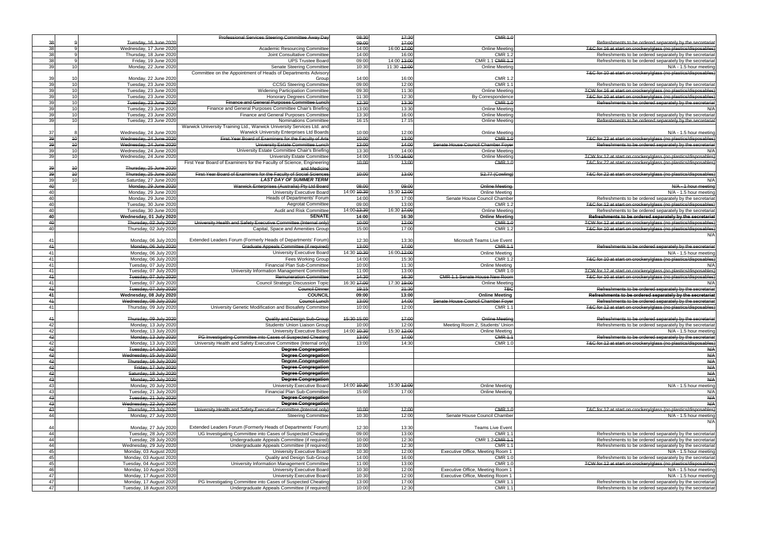| | | | | | | | |
|---|---|---|---|---|---|---|---|
| ~~38~~ | ~~9~~ | ~~Tuesday, 16 June 2020~~ | ~~Professional Services Steering Committee Away Day~~ | ~~08:30~~ ~~09:00~~ | ~~17:30~~ ~~17:00~~ | ~~CMR 1.0~~ | ~~Refreshments to be ordered separately by the secretariat~~ |
| 38 | 9 | Wednesday, 17 June 2020 | Academic Resourcing Committee | 14:00 | 16:00 ~~17:00~~ | Online Meeting | ~~T&C for 16 at start on crockery/glass (no plastics/disposables)~~ |
| 38 | 9 | Thursday, 18 June 2020 | Joint Consultative Committee | 14:00 | 16:00 | CMR 1.2 | Refreshments to be ordered separately by the secretariat |
| 38 | 9 | Friday, 19 June 2020 | UPS Trustee Board | 09:00 | 14:00 ~~13:00~~ | CMR 1.1 ~~CMR 1.2~~ | Refreshments to be ordered separately by the secretariat |
| 39 | 10 | Monday, 22 June 2020 | Senate Steering Committee | 10:30 | 11:30 ~~12:00~~ | Online Meeting | N/A - 1.5 hour meeting |
| 39 | 10 | Monday, 22 June 2020 | Committee on the Appointment of Heads of Departments Advisory Group | 14:00 | 16:00 | CMR 1.2 | ~~T&C for 10 at start on crockery/glass (no plastics/disposables)~~ |
| 39 | 10 | Tuesday, 23 June 2020 | CCSG Steering Committee | 09:00 | 12:00 | CMR 1.1 | Refreshments to be ordered separately by the secretariat |
| 39 | 10 | Tuesday, 23 June 2020 | Widening Participation Committee | 09:30 | 11:30 | Online Meeting | ~~TCW for 16 at start on crockery/glass (no plastics/disposables)~~ |
| 39 | 10 | Tuesday, 23 June 2020 | Honorary Degrees Committee | 11:30 | 12:30 | By Correspondence | ~~T&C for 10 at start on crockery/glass (no plastics/disposables)~~ |
| ~~39~~ | ~~10~~ | ~~Tuesday, 23 June 2020~~ | ~~Finance and General Purposes Committee Lunch~~ | ~~12:30~~ | ~~13:30~~ | ~~CMR 1.0~~ | ~~Refreshments to be ordered separately by the secretariat~~ |
| 39 | 10 | Tuesday, 23 June 2020 | Finance and General Purposes Committee Chair's Briefing | 13:00 | 13:30 | Online Meeting | N/A |
| 39 | 10 | Tuesday, 23 June 2020 | Finance and General Purposes Committee | 13:30 | 16:00 | Online Meeting | Refreshments to be ordered separately by the secretariat |
| 39 | 10 | Tuesday, 23 June 2020 | Nominations Committee | 16:15 | 17:15 | Online Meeting | ~~Refreshments to be ordered separately by the secretariat~~ |
| 37 | 8 | Wednesday, 24 June 2020 | Warwick University Training Ltd., Warwick University Services Ltd. and Warwick University Enterprises Ltd Boards | 10:00 | 12:00 | Online Meeting | N/A - 1.5 hour meeting |
| ~~39~~ | ~~10~~ | ~~Wednesday, 24 June 2020~~ | ~~First Year Board of Examiners for the Faculty of Arts~~ | ~~10:00~~ | ~~13:00~~ | ~~CMR 1.0~~ | ~~T&C for 22 at start on crockery/glass (no plastics/disposables)~~ |
| ~~39~~ | ~~10~~ | ~~Wednesday, 24 June 2020~~ | ~~University Estate Committee Lunch~~ | ~~13:00~~ | ~~14:00~~ | ~~Senate House Council Chamber Foyer~~ | ~~Refreshments to be ordered separately by the secretariat~~ |
| 39 | 10 | Wednesday, 24 June 2020 | University Estate Committee Chair's Briefing | 13:30 | 14:00 | Online Meeting | N/A |
| 39 | 10 | Wednesday, 24 June 2020 | University Estate Committee | 14:00 | 15:00 ~~16:00~~ | Online Meeting | ~~TCW for 12 at start on crockery/glass (no plastics/disposables)~~ |
| ~~39~~ | ~~10~~ | ~~Thursday, 25 June 2020~~ | ~~First Year Board of Examiners for the Faculty of Science, Engineering and Medicine~~ | ~~10:00~~ | ~~13:00~~ | ~~CMR 1.0~~ | ~~T&C for 22 at start on crockery/glass (no plastics/disposables)~~ |
| ~~39~~ | ~~10~~ | ~~Thursday, 25 June 2020~~ | ~~First Year Board of Examiners for the Faculty of Social Sciences~~ | ~~10:00~~ | ~~13:00~~ | ~~S2.77 (Cowling)~~ | ~~T&C for 22 at start on crockery/glass (no plastics/disposables)~~ |
| 39 | 10 | Saturday, 27 June 2020 | ***LAST DAY OF SUMMER TERM*** | | | | N/A |
| ~~40~~ | | ~~Monday, 29 June 2020~~ | ~~Warwick Enterprises (Australia) Pty Ltd Board~~ | ~~08:00~~ | ~~09:00~~ | ~~Online Meeting~~ | ~~N/A - 1 hour meeting~~ |
| 40 | | Monday, 29 June 2020 | University Executive Board | 14:00 ~~10:30~~ | 15:30 ~~12:00~~ | Online Meeting | N/A - 1.5 hour meeting |
| 40 | | Monday, 29 June 2020 | Heads of Departments' Forum | 14:00 | 17:00 | Senate House Council Chamber | Refreshments to be ordered separately by the secretariat |
| 40 | | Tuesday, 30 June 2020 | Aegrotat Committee | 09:00 | 13:00 | CMR 1.2 | ~~T&C for 12 at start on crockery/glass (no plastics/disposables)~~ |
| 40 | | Tuesday, 30 June 2020 | Audit and Risk Committee | 14:00 ~~13:30~~ | 16:30 ~~17:00~~ | Online Meeting | Refreshments to be ordered separately by the secretariat |
| **40** | | **Wednesday, 01 July 2020** | **SENATE** | **14:00** | **16:30** | **Online Meeting** | **Refreshments to be ordered separately by the secretariat** |
| ~~40~~ | | ~~Thursday, 02 July 2020~~ | ~~University Health and Safety Executive Committee (Internal only)~~ | ~~10:00~~ | ~~12:00~~ | ~~CMR 1.0~~ | ~~TCW for 12 at start on crockery/glass (no plastics/disposables)~~ |
| 40 | | Thursday, 02 July 2020 | Capital, Space and Amenities Group | 15:00 | 17:00 | CMR 1.2 | ~~T&C for 10 at start on crockery/glass (no plastics/disposables)~~ |
| 41 | | Monday, 06 July 2020 | Extended Leaders Forum (Formerly Heads of Departments' Forum) | 12:30 | 13:30 | Microsoft Teams Live Event | N/A |
| ~~41~~ | | ~~Monday, 06 July 2020~~ | ~~Graduate Appeals Committee (if required)~~ | ~~13:00~~ | ~~17:00~~ | ~~CMR 1.1~~ | ~~Refreshments to be ordered separately by the secretariat~~ |
| 41 | | Monday, 06 July 2020 | University Executive Board | 14:30 ~~10:30~~ | 16:00 ~~12:00~~ | Online Meeting | N/A - 1.5 hour meeting |
| 41 | | Monday, 06 July 2020 | Fees Working Group | 14:00 | 15:30 | CMR 1.2 | ~~T&C for 10 at start on crockery/glass (no plastics/disposables)~~ |
| 41 | | Tuesday, 07 July 2020 | Financial Plan Sub-Committee | 10:00 | 11:30 | Online Meeting | N/A |
| 41 | | Tuesday, 07 July 2020 | University Information Management Committee | 11:00 | 13:00 | CMR 1.0 | ~~TCW for 12 at start on crockery/glass (no plastics/disposables)~~ |
| ~~41~~ | | ~~Tuesday, 07 July 2020~~ | ~~Remuneration Committee~~ | ~~14:30~~ | ~~16:30~~ | ~~CMR 1.1 Senate House New Room~~ | ~~T&C for 10 at start on crockery/glass (no plastics/disposables)~~ |
| 41 | | Tuesday, 07 July 2020 | Council Strategic Discussion Topic | 16:30 ~~17:00~~ | 17:30 ~~19:00~~ | Online Meeting | N/A |
| ~~41~~ | | ~~Tuesday, 07 July 2020~~ | ~~Council Dinner~~ | ~~19:15~~ | ~~21:30~~ | ~~TBC~~ | ~~Refreshments to be ordered separately by the secretariat~~ |
| **41** | | **Wednesday, 08 July 2020** | **COUNCIL** | **09:00** | **13:00** | **Online Meeting** | **Refreshments to be ordered separately by the secretariat** |
| ~~41~~ | | ~~Wednesday, 08 July 2020~~ | ~~Council Lunch~~ | ~~13:00~~ | ~~14:00~~ | ~~Senate House Council Chamber Foyer~~ | ~~Refreshments to be ordered separately by the secretariat~~ |
| 41 | | Thursday, 09 July 2020 | University Genetic Modification and Biosafety Committee | 10:00 | 12:00 | CMR 1.1 | ~~T&C for 12 at start on crockery/glass (no plastics/disposables)~~ |
| ~~41~~ | | ~~Thursday, 09 July 2020~~ | ~~Quality and Design Sub-Group~~ | ~~15:30 15:00~~ | ~~17:00~~ | ~~Online Meeting~~ | ~~Refreshments to be ordered separately by the secretariat~~ |
| 42 | | Monday, 13 July 2020 | Students' Union Liaison Group | 10:00 | 12:00 | Meeting Room 2, Students' Union | Refreshments to be ordered separately by the secretariat |
| 42 | | Monday, 13 July 2020 | University Executive Board | 14:00 ~~10:30~~ | 15:30 ~~12:00~~ | Online Meeting | N/A - 1.5 hour meeting |
| ~~42~~ | | ~~Monday, 13 July 2020~~ | ~~PG Investigating Committee into Cases of Suspected Cheating~~ | ~~13:00~~ | ~~17:00~~ | ~~CMR 1.1~~ | ~~Refreshments to be ordered separately by the secretariat~~ |
| 42 | | Monday, 13 July 2020 | University Health and Safety Executive Committee (Internal only) | 13:00 | 14:30 | CMR 1.0 | ~~T&C for 12 at start on crockery/glass (no plastics/disposables)~~ |
| ~~42~~ | | ~~Tuesday, 14 July 2020~~ | ~~**Degree Congregation**~~ | | | | ~~N/A~~ |
| ~~42~~ | | ~~Wednesday, 15 July 2020~~ | ~~**Degree Congregation**~~ | | | | ~~N/A~~ |
| ~~42~~ | | ~~Thursday, 16 July 2020~~ | ~~**Degree Congregation**~~ | | | | ~~N/A~~ |
| ~~42~~ | | ~~Friday, 17 July 2020~~ | ~~**Degree Congregation**~~ | | | | ~~N/A~~ |
| ~~42~~ | | ~~Saturday, 18 July 2020~~ | ~~**Degree Congregation**~~ | | | | ~~N/A~~ |
| ~~43~~ | | ~~Monday, 20 July 2020~~ | ~~**Degree Congregation**~~ | | | | ~~N/A~~ |
| 43 | | Monday, 20 July 2020 | University Executive Board | 14:00 ~~10:30~~ | 15:30 ~~12:00~~ | Online Meeting | N/A - 1.5 hour meeting |
| 43 | | Tuesday, 21 July 2020 | Financial Plan Sub-Committee | 15:00 | 17:00 | Online Meeting | N/A |
| ~~43~~ | | ~~Tuesday, 21 July 2020~~ | ~~**Degree Congregation**~~ | | | | ~~N/A~~ |
| ~~43~~ | | ~~Wednesday, 22 July 2020~~ | ~~**Degree Congregation**~~ | | | | ~~N/A~~ |
| ~~43~~ | | ~~Thursday, 23 July 2020~~ | ~~University Health and Safety Executive Committee (Internal only)~~ | ~~10:00~~ | ~~12:00~~ | ~~CMR 1.0~~ | ~~T&C for 12 at start on crockery/glass (no plastics/disposables)~~ |
| 44 | | Monday, 27 July 2020 | Steering Committee | 10:30 | 12:00 | Senate House Council Chamber | N/A - 1.5 hour meeting |
| 44 | | Monday, 27 July 2020 | Extended Leaders Forum (Formerly Heads of Departments' Forum) | 12:30 | 13:30 | Teams Live Event | N/A |
| 44 | | Tuesday, 28 July 2020 | UG Investigating Committee into Cases of Suspected Cheating | 09:00 | 13:00 | CMR 1.1 | Refreshments to be ordered separately by the secretariat |
| 44 | | Tuesday, 28 July 2020 | Undergraduate Appeals Committee (if required) | 10:00 | 12:30 | CMR 1.2 ~~CMR 1.1~~ | Refreshments to be ordered separately by the secretariat |
| 44 | | Wednesday, 29 July 2020 | Undergraduate Appeals Committee (if required) | 10:00 | 12:30 | CMR 1.1 | Refreshments to be ordered separately by the secretariat |
| 45 | | Monday, 03 August 2020 | University Executive Board | 10:30 | 12:00 | Executive Office, Meeting Room 1 | N/A - 1.5 hour meeting |
| 45 | | Monday, 03 August 2020 | Quality and Design Sub-Group | 14:00 | 16:00 | CMR 1.0 | Refreshments to be ordered separately by the secretariat |
| 45 | | Tuesday, 04 August 2020 | University Information Management Committee | 11:00 | 13:00 | CMR 1.0 | ~~TCW for 12 at start on crockery/glass (no plastics/disposables)~~ |
| 46 | | Monday, 10 August 2020 | University Executive Board | 10:30 | 12:00 | Executive Office, Meeting Room 1 | N/A - 1.5 hour meeting |
| 47 | | Monday, 17 August 2020 | University Executive Board | 10:30 | 12:00 | Executive Office, Meeting Room 1 | N/A - 1.5 hour meeting |
| 47 | | Monday, 17 August 2020 | PG Investigating Committee into Cases of Suspected Cheating | 13:00 | 17:00 | CMR 1.1 | Refreshments to be ordered separately by the secretariat |
| 47 | | Tuesday, 18 August 2020 | Undergraduate Appeals Committee (if required) | 10:00 | 12:30 | CMR 1.1 | Refreshments to be ordered separately by the secretariat |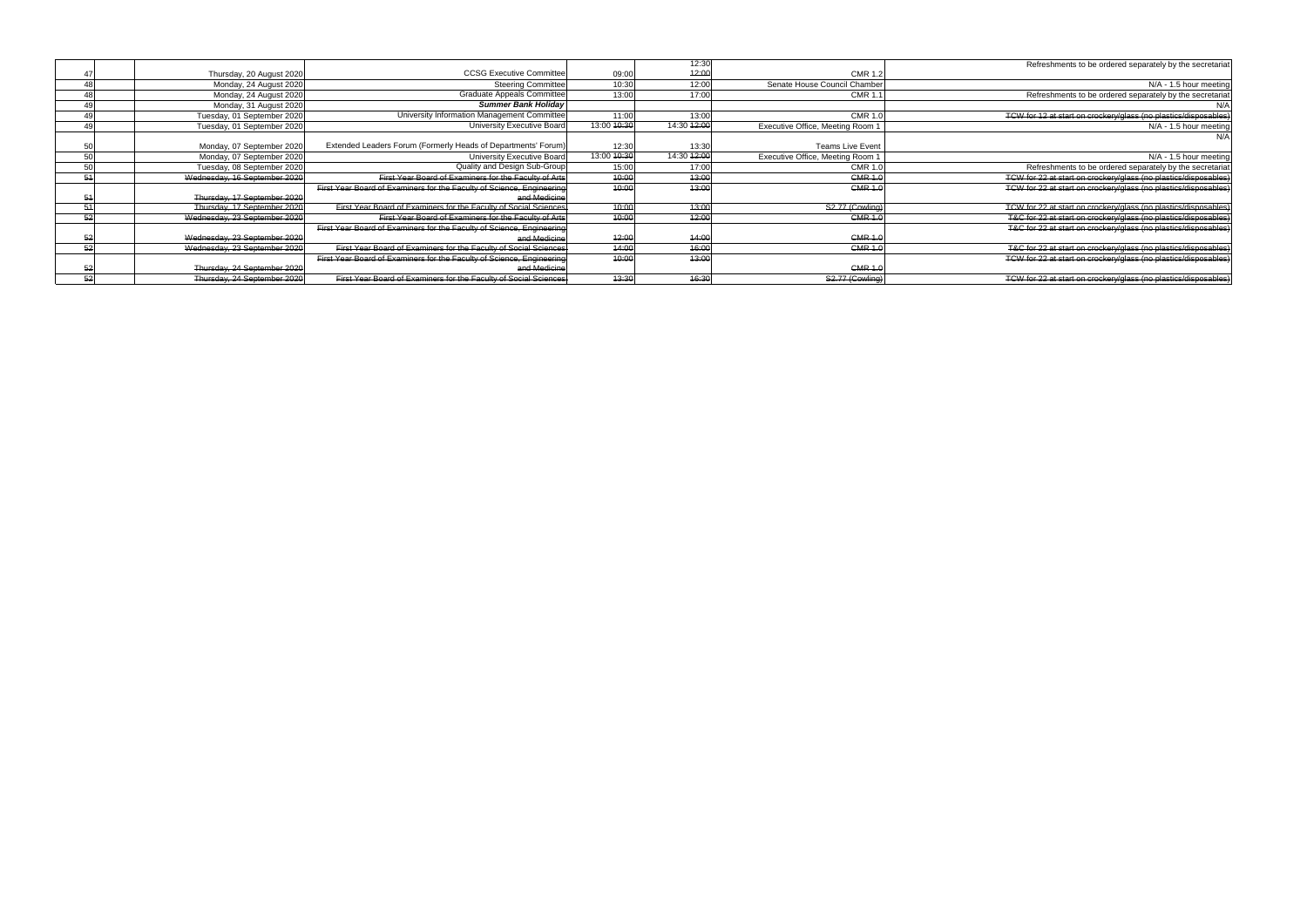| | | | | | | | |
|---|---|---|---|---|---|---|---|
| 47 | | Thursday, 20 August 2020 | CCSG Executive Committee | 09:00 | 12:30 ~~12:00~~ | CMR 1.2 | Refreshments to be ordered separately by the secretariat |
| 48 | | Monday, 24 August 2020 | Steering Committee | 10:30 | 12:00 | Senate House Council Chamber | N/A - 1.5 hour meeting |
| 48 | | Monday, 24 August 2020 | Graduate Appeals Committee | 13:00 | 17:00 | CMR 1.1 | Refreshments to be ordered separately by the secretariat |
| 49 | | Monday, 31 August 2020 | ***Summer Bank Holiday*** | | | | N/A |
| 49 | | Tuesday, 01 September 2020 | University Information Management Committee | 11:00 | 13:00 | CMR 1.0 | ~~TCW for 12 at start on crockery/glass (no plastics/disposables)~~ |
| 49 | | Tuesday, 01 September 2020 | University Executive Board | 13:00 ~~10:30~~ | 14:30 ~~12:00~~ | Executive Office, Meeting Room 1 | N/A - 1.5 hour meeting |
| 50 | | Monday, 07 September 2020 | Extended Leaders Forum (Formerly Heads of Departments' Forum) | 12:30 | 13:30 | Teams Live Event | N/A |
| 50 | | Monday, 07 September 2020 | University Executive Board | 13:00 ~~10:30~~ | 14:30 ~~12:00~~ | Executive Office, Meeting Room 1 | N/A - 1.5 hour meeting |
| 50 | | Tuesday, 08 September 2020 | Quality and Design Sub-Group | 15:00 | 17:00 | CMR 1.0 | Refreshments to be ordered separately by the secretariat |
| ~~51~~ | | ~~Wednesday, 16 September 2020~~ | ~~First Year Board of Examiners for the Faculty of Arts~~ | ~~10:00~~ | ~~13:00~~ | ~~CMR 1.0~~ | ~~TCW for 22 at start on crockery/glass (no plastics/disposables)~~ |
| ~~51~~ | | ~~Thursday, 17 September 2020~~ | ~~First Year Board of Examiners for the Faculty of Science, Engineering and Medicine~~ | ~~10:00~~ | ~~13:00~~ | ~~CMR 1.0~~ | ~~TCW for 22 at start on crockery/glass (no plastics/disposables)~~ |
| ~~51~~ | | ~~Thursday, 17 September 2020~~ | ~~First Year Board of Examiners for the Faculty of Social Sciences~~ | ~~10:00~~ | ~~13:00~~ | ~~S2.77 (Cowling)~~ | ~~TCW for 22 at start on crockery/glass (no plastics/disposables)~~ |
| ~~52~~ | | ~~Wednesday, 23 September 2020~~ | ~~First Year Board of Examiners for the Faculty of Arts~~ | ~~10:00~~ | ~~12:00~~ | ~~CMR 1.0~~ | ~~T&C for 22 at start on crockery/glass (no plastics/disposables)~~ |
| ~~52~~ | | ~~Wednesday, 23 September 2020~~ | ~~First Year Board of Examiners for the Faculty of Science, Engineering and Medicine~~ | ~~12:00~~ | ~~14:00~~ | ~~CMR 1.0~~ | ~~T&C for 22 at start on crockery/glass (no plastics/disposables)~~ |
| ~~52~~ | | ~~Wednesday, 23 September 2020~~ | ~~First Year Board of Examiners for the Faculty of Social Sciences~~ | ~~14:00~~ | ~~16:00~~ | ~~CMR 1.0~~ | ~~T&C for 22 at start on crockery/glass (no plastics/disposables)~~ |
| ~~52~~ | | ~~Thursday, 24 September 2020~~ | ~~First Year Board of Examiners for the Faculty of Science, Engineering and Medicine~~ | ~~10:00~~ | ~~13:00~~ | ~~CMR 1.0~~ | ~~TCW for 22 at start on crockery/glass (no plastics/disposables)~~ |
| ~~52~~ | | ~~Thursday, 24 September 2020~~ | ~~First Year Board of Examiners for the Faculty of Social Sciences~~ | ~~13:30~~ | ~~16:30~~ | ~~S2.77 (Cowling)~~ | ~~TCW for 22 at start on crockery/glass (no plastics/disposables)~~ |